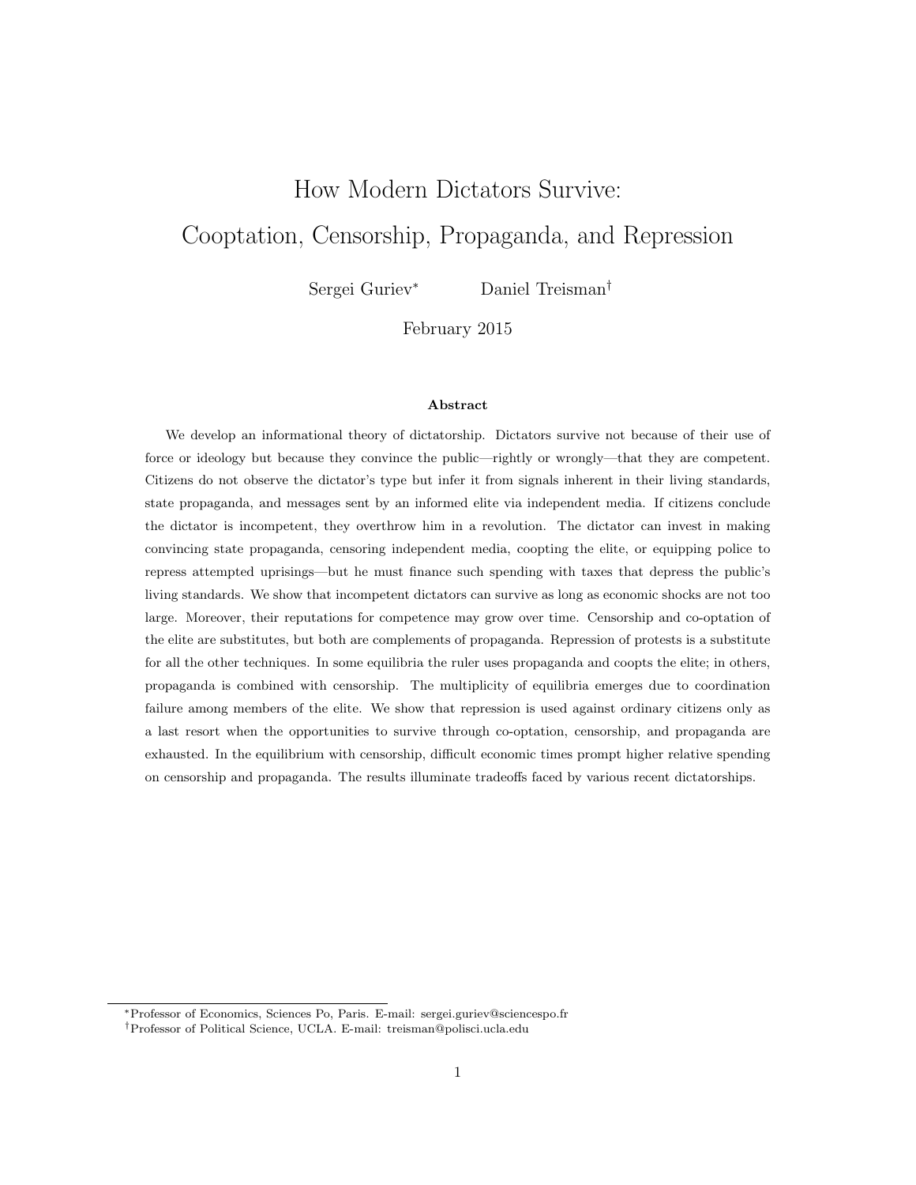# How Modern Dictators Survive: Cooptation, Censorship, Propaganda, and Repression

Sergei Guriev[*] Daniel Treisman[†]

February 2015

### Abstract

We develop an informational theory of dictatorship. Dictators survive not because of their use of force or ideology but because they convince the public—rightly or wrongly—that they are competent. Citizens do not observe the dictator's type but infer it from signals inherent in their living standards, state propaganda, and messages sent by an informed elite via independent media. If citizens conclude the dictator is incompetent, they overthrow him in a revolution. The dictator can invest in making convincing state propaganda, censoring independent media, coopting the elite, or equipping police to repress attempted uprisings—but he must finance such spending with taxes that depress the public's living standards. We show that incompetent dictators can survive as long as economic shocks are not too large. Moreover, their reputations for competence may grow over time. Censorship and co-optation of the elite are substitutes, but both are complements of propaganda. Repression of protests is a substitute for all the other techniques. In some equilibria the ruler uses propaganda and coopts the elite; in others, propaganda is combined with censorship. The multiplicity of equilibria emerges due to coordination failure among members of the elite. We show that repression is used against ordinary citizens only as a last resort when the opportunities to survive through co-optation, censorship, and propaganda are exhausted. In the equilibrium with censorship, difficult economic times prompt higher relative spending on censorship and propaganda. The results illuminate tradeoffs faced by various recent dictatorships.

---

[*] Professor of Economics, Sciences Po, Paris. E-mail: sergei.guriev@sciencespo.fr

[†] Professor of Political Science, UCLA. E-mail: treisman@polisci.ucla.edu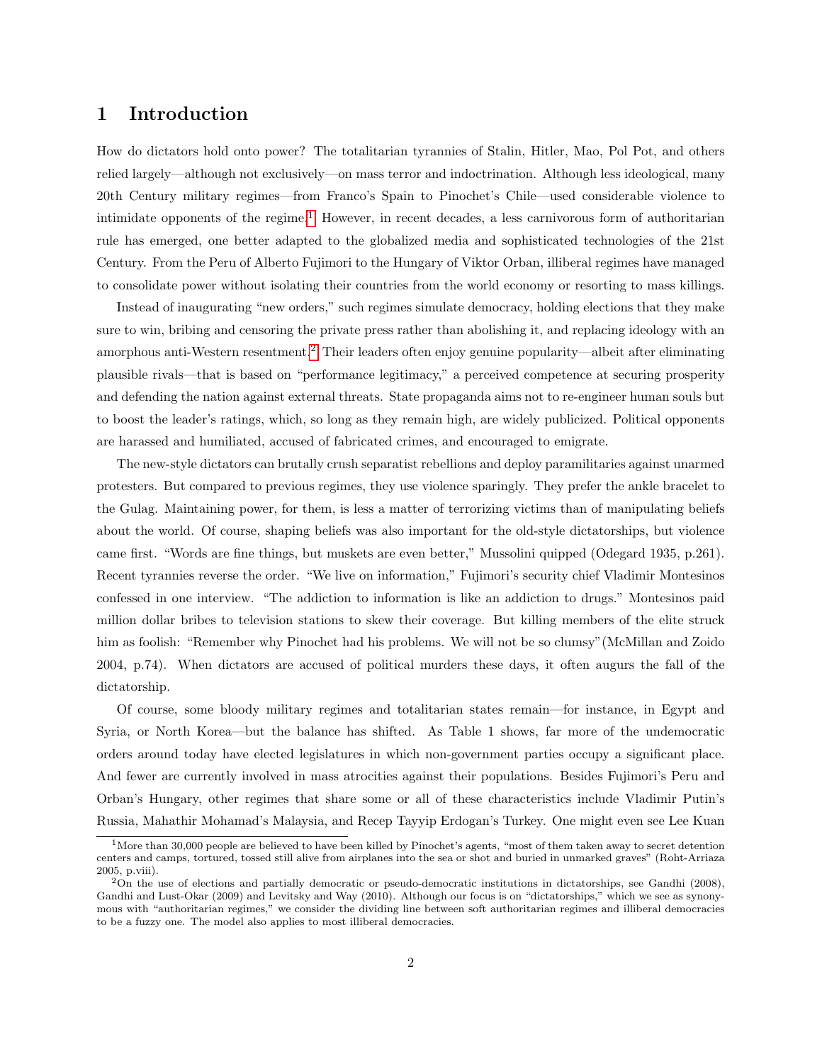# 1 Introduction

How do dictators hold onto power? The totalitarian tyrannies of Stalin, Hitler, Mao, Pol Pot, and others relied largely—although not exclusively—on mass terror and indoctrination. Although less ideological, many 20th Century military regimes—from Franco's Spain to Pinochet's Chile—used considerable violence to intimidate opponents of the regime.[1] However, in recent decades, a less carnivorous form of authoritarian rule has emerged, one better adapted to the globalized media and sophisticated technologies of the 21st Century. From the Peru of Alberto Fujimori to the Hungary of Viktor Orban, illiberal regimes have managed to consolidate power without isolating their countries from the world economy or resorting to mass killings.

Instead of inaugurating "new orders," such regimes simulate democracy, holding elections that they make sure to win, bribing and censoring the private press rather than abolishing it, and replacing ideology with an amorphous anti-Western resentment.[2] Their leaders often enjoy genuine popularity—albeit after eliminating plausible rivals—that is based on "performance legitimacy," a perceived competence at securing prosperity and defending the nation against external threats. State propaganda aims not to re-engineer human souls but to boost the leader's ratings, which, so long as they remain high, are widely publicized. Political opponents are harassed and humiliated, accused of fabricated crimes, and encouraged to emigrate.

The new-style dictators can brutally crush separatist rebellions and deploy paramilitaries against unarmed protesters. But compared to previous regimes, they use violence sparingly. They prefer the ankle bracelet to the Gulag. Maintaining power, for them, is less a matter of terrorizing victims than of manipulating beliefs about the world. Of course, shaping beliefs was also important for the old-style dictatorships, but violence came first. "Words are fine things, but muskets are even better," Mussolini quipped (Odegard 1935, p.261). Recent tyrannies reverse the order. "We live on information," Fujimori's security chief Vladimir Montesinos confessed in one interview. "The addiction to information is like an addiction to drugs." Montesinos paid million dollar bribes to television stations to skew their coverage. But killing members of the elite struck him as foolish: "Remember why Pinochet had his problems. We will not be so clumsy"(McMillan and Zoido 2004, p.74). When dictators are accused of political murders these days, it often augurs the fall of the dictatorship.

Of course, some bloody military regimes and totalitarian states remain—for instance, in Egypt and Syria, or North Korea—but the balance has shifted. As Table 1 shows, far more of the undemocratic orders around today have elected legislatures in which non-government parties occupy a significant place. And fewer are currently involved in mass atrocities against their populations. Besides Fujimori's Peru and Orban's Hungary, other regimes that share some or all of these characteristics include Vladimir Putin's Russia, Mahathir Mohamad's Malaysia, and Recep Tayyip Erdogan's Turkey. One might even see Lee Kuan

[1] More than 30,000 people are believed to have been killed by Pinochet's agents, "most of them taken away to secret detention centers and camps, tortured, tossed still alive from airplanes into the sea or shot and buried in unmarked graves" (Roht-Arriaza 2005, p.viii).

[2] On the use of elections and partially democratic or pseudo-democratic institutions in dictatorships, see Gandhi (2008), Gandhi and Lust-Okar (2009) and Levitsky and Way (2010). Although our focus is on "dictatorships," which we see as synonymous with "authoritarian regimes," we consider the dividing line between soft authoritarian regimes and illiberal democracies to be a fuzzy one. The model also applies to most illiberal democracies.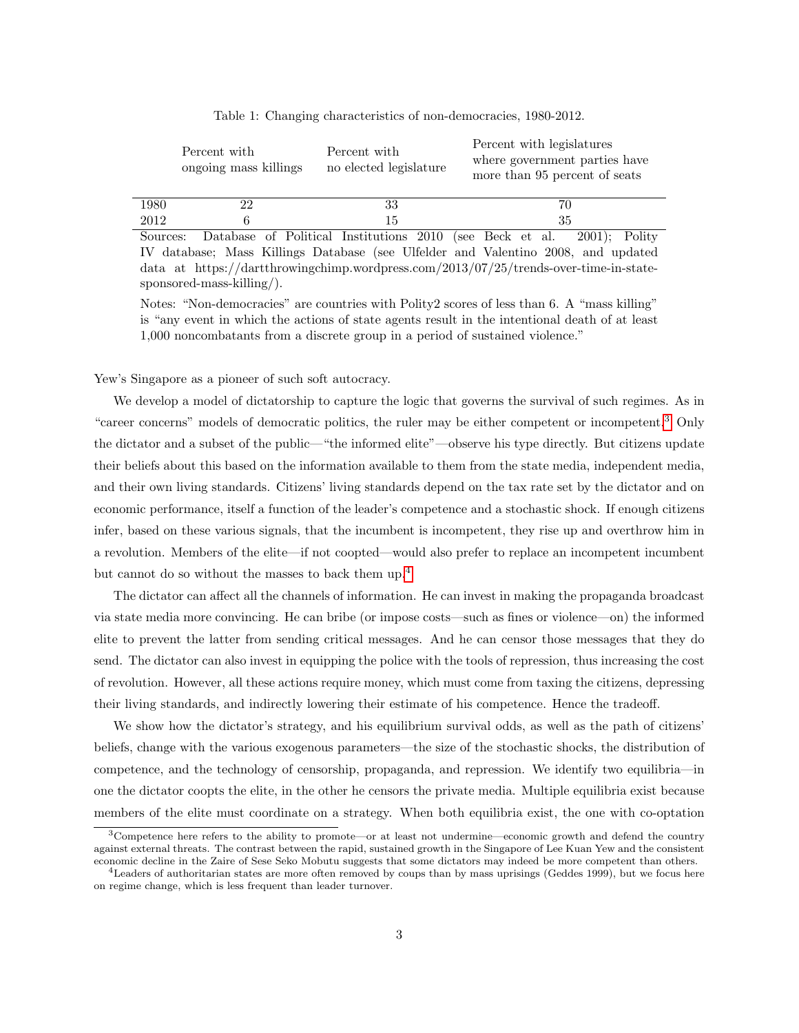Table 1: Changing characteristics of non-democracies, 1980-2012.

| | Percent with ongoing mass killings | Percent with no elected legislature | Percent with legislatures where government parties have more than 95 percent of seats |
|---|---|---|---|
| 1980 | 22 | 33 | 70 |
| 2012 | 6 | 15 | 35 |

Sources: Database of Political Institutions 2010 (see Beck et al. 2001); Polity IV database; Mass Killings Database (see Ulfelder and Valentino 2008, and updated data at https://dartthrowingchimp.wordpress.com/2013/07/25/trends-over-time-in-state-sponsored-mass-killing/).

Notes: "Non-democracies" are countries with Polity2 scores of less than 6. A "mass killing" is "any event in which the actions of state agents result in the intentional death of at least 1,000 noncombatants from a discrete group in a period of sustained violence."

Yew's Singapore as a pioneer of such soft autocracy.

We develop a model of dictatorship to capture the logic that governs the survival of such regimes. As in "career concerns" models of democratic politics, the ruler may be either competent or incompetent.[3] Only the dictator and a subset of the public—"the informed elite"—observe his type directly. But citizens update their beliefs about this based on the information available to them from the state media, independent media, and their own living standards. Citizens' living standards depend on the tax rate set by the dictator and on economic performance, itself a function of the leader's competence and a stochastic shock. If enough citizens infer, based on these various signals, that the incumbent is incompetent, they rise up and overthrow him in a revolution. Members of the elite—if not coopted—would also prefer to replace an incompetent incumbent but cannot do so without the masses to back them up.[4]

The dictator can affect all the channels of information. He can invest in making the propaganda broadcast via state media more convincing. He can bribe (or impose costs—such as fines or violence—on) the informed elite to prevent the latter from sending critical messages. And he can censor those messages that they do send. The dictator can also invest in equipping the police with the tools of repression, thus increasing the cost of revolution. However, all these actions require money, which must come from taxing the citizens, depressing their living standards, and indirectly lowering their estimate of his competence. Hence the tradeoff.

We show how the dictator's strategy, and his equilibrium survival odds, as well as the path of citizens' beliefs, change with the various exogenous parameters—the size of the stochastic shocks, the distribution of competence, and the technology of censorship, propaganda, and repression. We identify two equilibria—in one the dictator coopts the elite, in the other he censors the private media. Multiple equilibria exist because members of the elite must coordinate on a strategy. When both equilibria exist, the one with co-optation

[3] Competence here refers to the ability to promote—or at least not undermine—economic growth and defend the country against external threats. The contrast between the rapid, sustained growth in the Singapore of Lee Kuan Yew and the consistent economic decline in the Zaire of Sese Seko Mobutu suggests that some dictators may indeed be more competent than others.

[4] Leaders of authoritarian states are more often removed by coups than by mass uprisings (Geddes 1999), but we focus here on regime change, which is less frequent than leader turnover.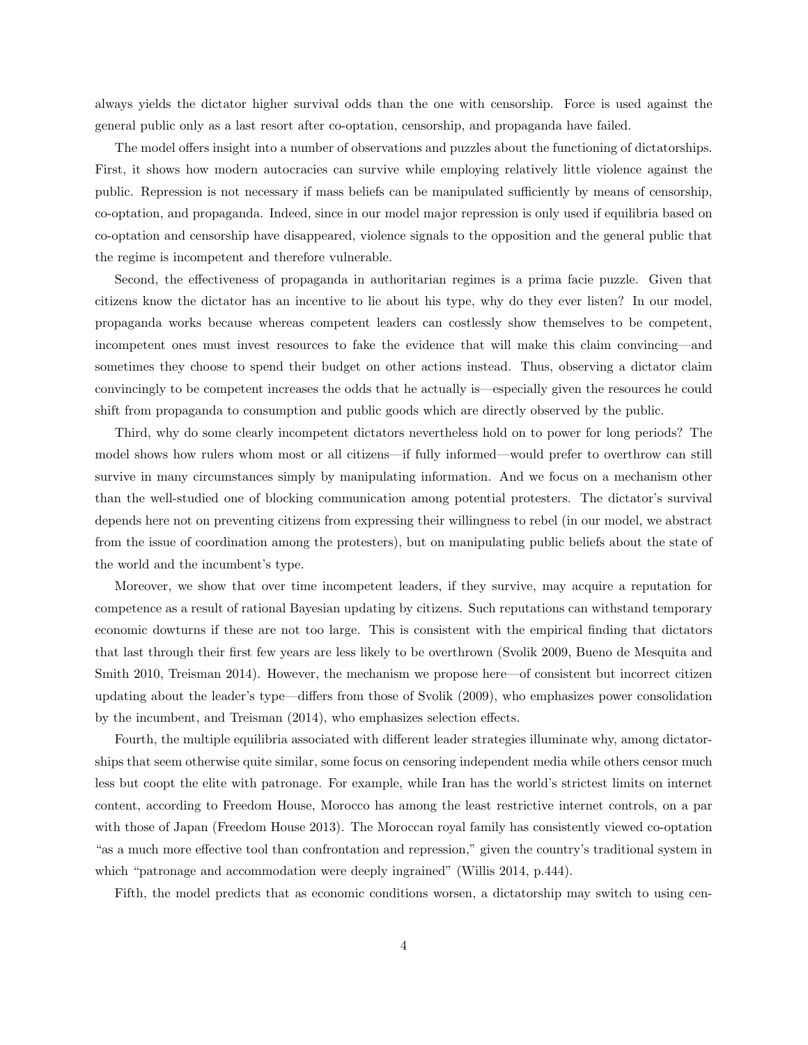always yields the dictator higher survival odds than the one with censorship. Force is used against the general public only as a last resort after co-optation, censorship, and propaganda have failed.

The model offers insight into a number of observations and puzzles about the functioning of dictatorships. First, it shows how modern autocracies can survive while employing relatively little violence against the public. Repression is not necessary if mass beliefs can be manipulated sufficiently by means of censorship, co-optation, and propaganda. Indeed, since in our model major repression is only used if equilibria based on co-optation and censorship have disappeared, violence signals to the opposition and the general public that the regime is incompetent and therefore vulnerable.

Second, the effectiveness of propaganda in authoritarian regimes is a prima facie puzzle. Given that citizens know the dictator has an incentive to lie about his type, why do they ever listen? In our model, propaganda works because whereas competent leaders can costlessly show themselves to be competent, incompetent ones must invest resources to fake the evidence that will make this claim convincing—and sometimes they choose to spend their budget on other actions instead. Thus, observing a dictator claim convincingly to be competent increases the odds that he actually is—especially given the resources he could shift from propaganda to consumption and public goods which are directly observed by the public.

Third, why do some clearly incompetent dictators nevertheless hold on to power for long periods? The model shows how rulers whom most or all citizens—if fully informed—would prefer to overthrow can still survive in many circumstances simply by manipulating information. And we focus on a mechanism other than the well-studied one of blocking communication among potential protesters. The dictator's survival depends here not on preventing citizens from expressing their willingness to rebel (in our model, we abstract from the issue of coordination among the protesters), but on manipulating public beliefs about the state of the world and the incumbent's type.

Moreover, we show that over time incompetent leaders, if they survive, may acquire a reputation for competence as a result of rational Bayesian updating by citizens. Such reputations can withstand temporary economic dowturns if these are not too large. This is consistent with the empirical finding that dictators that last through their first few years are less likely to be overthrown (Svolik 2009, Bueno de Mesquita and Smith 2010, Treisman 2014). However, the mechanism we propose here—of consistent but incorrect citizen updating about the leader's type—differs from those of Svolik (2009), who emphasizes power consolidation by the incumbent, and Treisman (2014), who emphasizes selection effects.

Fourth, the multiple equilibria associated with different leader strategies illuminate why, among dictatorships that seem otherwise quite similar, some focus on censoring independent media while others censor much less but coopt the elite with patronage. For example, while Iran has the world's strictest limits on internet content, according to Freedom House, Morocco has among the least restrictive internet controls, on a par with those of Japan (Freedom House 2013). The Moroccan royal family has consistently viewed co-optation "as a much more effective tool than confrontation and repression," given the country's traditional system in which "patronage and accommodation were deeply ingrained" (Willis 2014, p.444).

Fifth, the model predicts that as economic conditions worsen, a dictatorship may switch to using cen-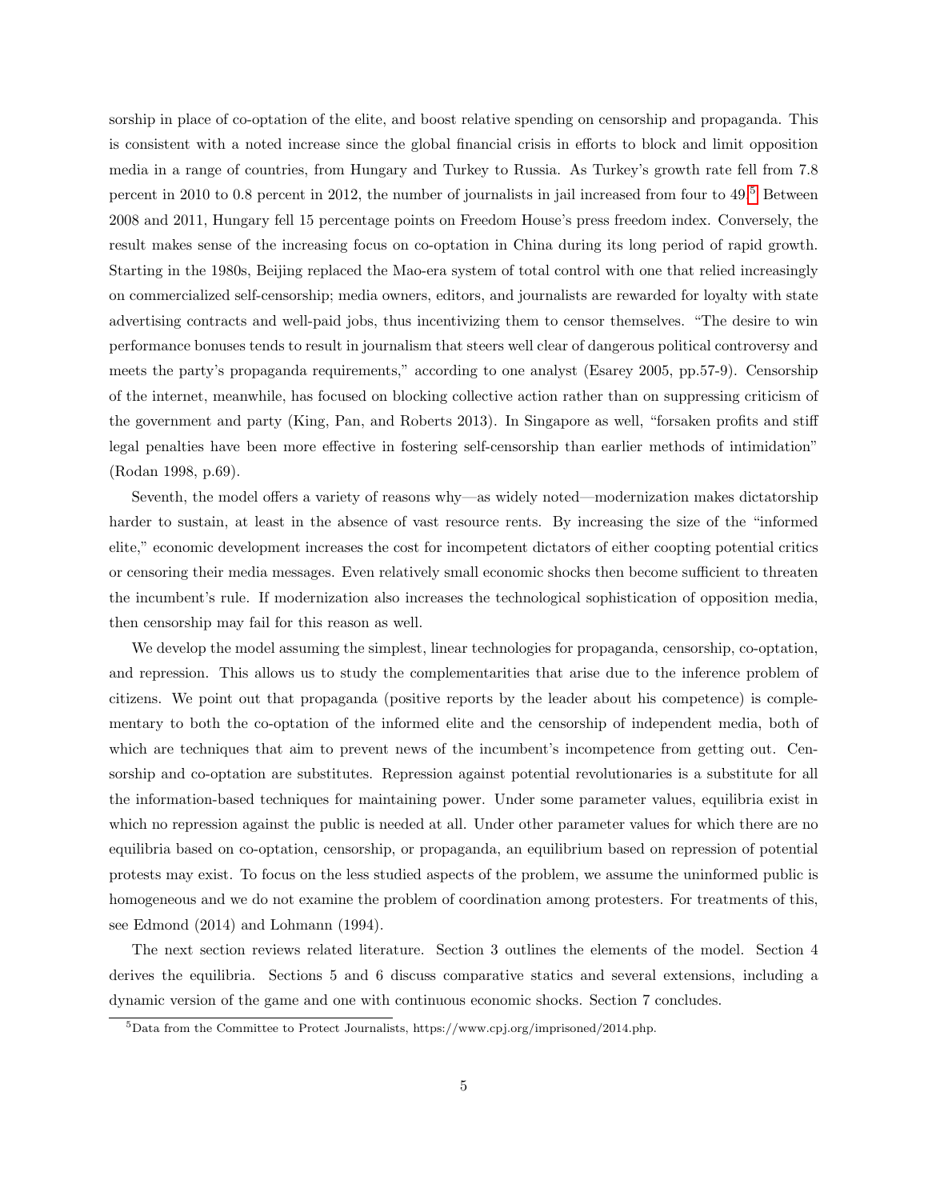sorship in place of co-optation of the elite, and boost relative spending on censorship and propaganda. This is consistent with a noted increase since the global financial crisis in efforts to block and limit opposition media in a range of countries, from Hungary and Turkey to Russia. As Turkey's growth rate fell from 7.8 percent in 2010 to 0.8 percent in 2012, the number of journalists in jail increased from four to 49.[5] Between 2008 and 2011, Hungary fell 15 percentage points on Freedom House's press freedom index. Conversely, the result makes sense of the increasing focus on co-optation in China during its long period of rapid growth. Starting in the 1980s, Beijing replaced the Mao-era system of total control with one that relied increasingly on commercialized self-censorship; media owners, editors, and journalists are rewarded for loyalty with state advertising contracts and well-paid jobs, thus incentivizing them to censor themselves. "The desire to win performance bonuses tends to result in journalism that steers well clear of dangerous political controversy and meets the party's propaganda requirements," according to one analyst (Esarey 2005, pp.57-9). Censorship of the internet, meanwhile, has focused on blocking collective action rather than on suppressing criticism of the government and party (King, Pan, and Roberts 2013). In Singapore as well, "forsaken profits and stiff legal penalties have been more effective in fostering self-censorship than earlier methods of intimidation" (Rodan 1998, p.69).

Seventh, the model offers a variety of reasons why—as widely noted—modernization makes dictatorship harder to sustain, at least in the absence of vast resource rents. By increasing the size of the "informed elite," economic development increases the cost for incompetent dictators of either coopting potential critics or censoring their media messages. Even relatively small economic shocks then become sufficient to threaten the incumbent's rule. If modernization also increases the technological sophistication of opposition media, then censorship may fail for this reason as well.

We develop the model assuming the simplest, linear technologies for propaganda, censorship, co-optation, and repression. This allows us to study the complementarities that arise due to the inference problem of citizens. We point out that propaganda (positive reports by the leader about his competence) is complementary to both the co-optation of the informed elite and the censorship of independent media, both of which are techniques that aim to prevent news of the incumbent's incompetence from getting out. Censorship and co-optation are substitutes. Repression against potential revolutionaries is a substitute for all the information-based techniques for maintaining power. Under some parameter values, equilibria exist in which no repression against the public is needed at all. Under other parameter values for which there are no equilibria based on co-optation, censorship, or propaganda, an equilibrium based on repression of potential protests may exist. To focus on the less studied aspects of the problem, we assume the uninformed public is homogeneous and we do not examine the problem of coordination among protesters. For treatments of this, see Edmond (2014) and Lohmann (1994).

The next section reviews related literature. Section 3 outlines the elements of the model. Section 4 derives the equilibria. Sections 5 and 6 discuss comparative statics and several extensions, including a dynamic version of the game and one with continuous economic shocks. Section 7 concludes.

[5] Data from the Committee to Protect Journalists, https://www.cpj.org/imprisoned/2014.php.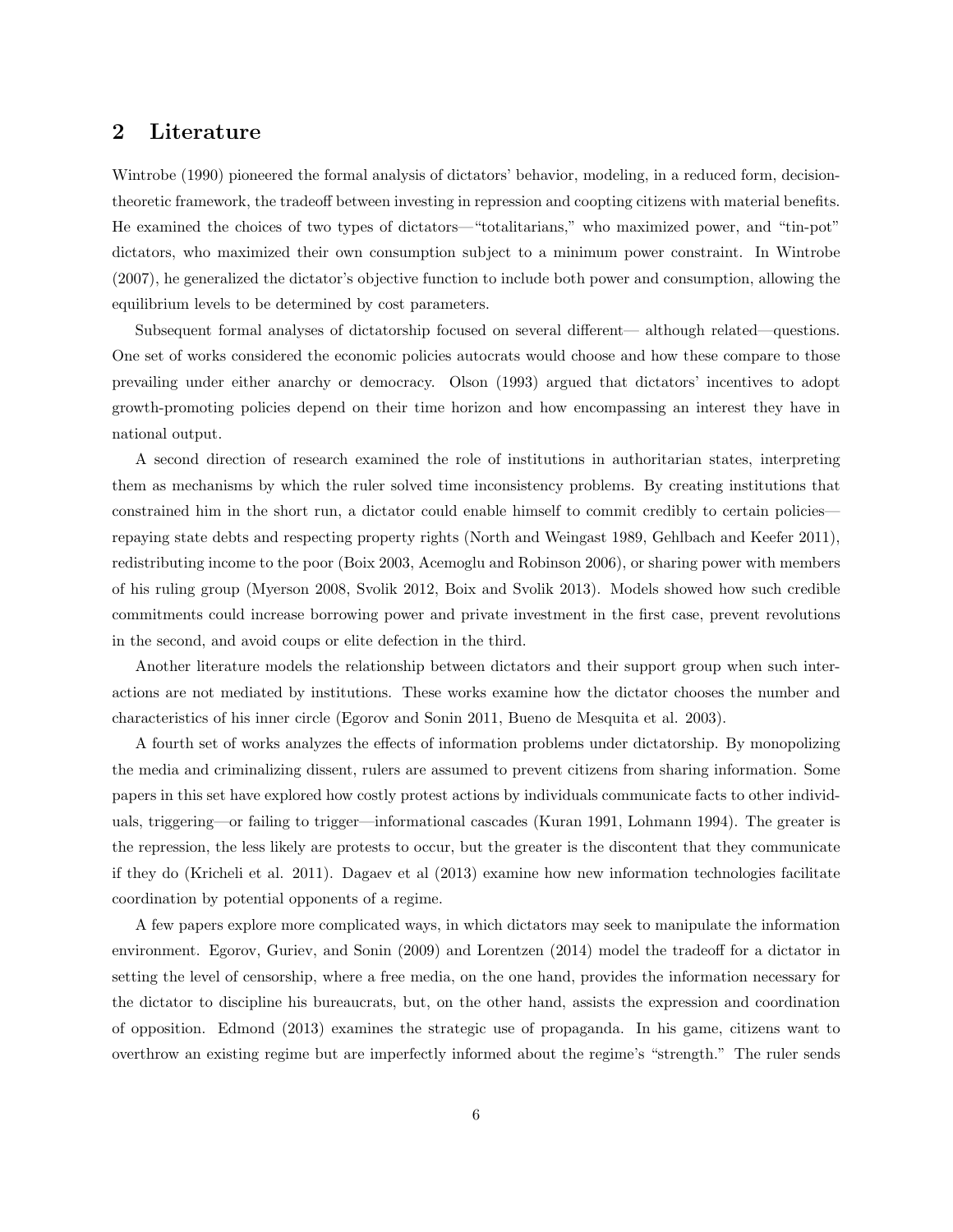## 2 Literature

Wintrobe (1990) pioneered the formal analysis of dictators' behavior, modeling, in a reduced form, decision-theoretic framework, the tradeoff between investing in repression and coopting citizens with material benefits. He examined the choices of two types of dictators—"totalitarians," who maximized power, and "tin-pot" dictators, who maximized their own consumption subject to a minimum power constraint. In Wintrobe (2007), he generalized the dictator's objective function to include both power and consumption, allowing the equilibrium levels to be determined by cost parameters.

Subsequent formal analyses of dictatorship focused on several different— although related—questions. One set of works considered the economic policies autocrats would choose and how these compare to those prevailing under either anarchy or democracy. Olson (1993) argued that dictators' incentives to adopt growth-promoting policies depend on their time horizon and how encompassing an interest they have in national output.

A second direction of research examined the role of institutions in authoritarian states, interpreting them as mechanisms by which the ruler solved time inconsistency problems. By creating institutions that constrained him in the short run, a dictator could enable himself to commit credibly to certain policies—repaying state debts and respecting property rights (North and Weingast 1989, Gehlbach and Keefer 2011), redistributing income to the poor (Boix 2003, Acemoglu and Robinson 2006), or sharing power with members of his ruling group (Myerson 2008, Svolik 2012, Boix and Svolik 2013). Models showed how such credible commitments could increase borrowing power and private investment in the first case, prevent revolutions in the second, and avoid coups or elite defection in the third.

Another literature models the relationship between dictators and their support group when such interactions are not mediated by institutions. These works examine how the dictator chooses the number and characteristics of his inner circle (Egorov and Sonin 2011, Bueno de Mesquita et al. 2003).

A fourth set of works analyzes the effects of information problems under dictatorship. By monopolizing the media and criminalizing dissent, rulers are assumed to prevent citizens from sharing information. Some papers in this set have explored how costly protest actions by individuals communicate facts to other individuals, triggering—or failing to trigger—informational cascades (Kuran 1991, Lohmann 1994). The greater is the repression, the less likely are protests to occur, but the greater is the discontent that they communicate if they do (Kricheli et al. 2011). Dagaev et al (2013) examine how new information technologies facilitate coordination by potential opponents of a regime.

A few papers explore more complicated ways, in which dictators may seek to manipulate the information environment. Egorov, Guriev, and Sonin (2009) and Lorentzen (2014) model the tradeoff for a dictator in setting the level of censorship, where a free media, on the one hand, provides the information necessary for the dictator to discipline his bureaucrats, but, on the other hand, assists the expression and coordination of opposition. Edmond (2013) examines the strategic use of propaganda. In his game, citizens want to overthrow an existing regime but are imperfectly informed about the regime's "strength." The ruler sends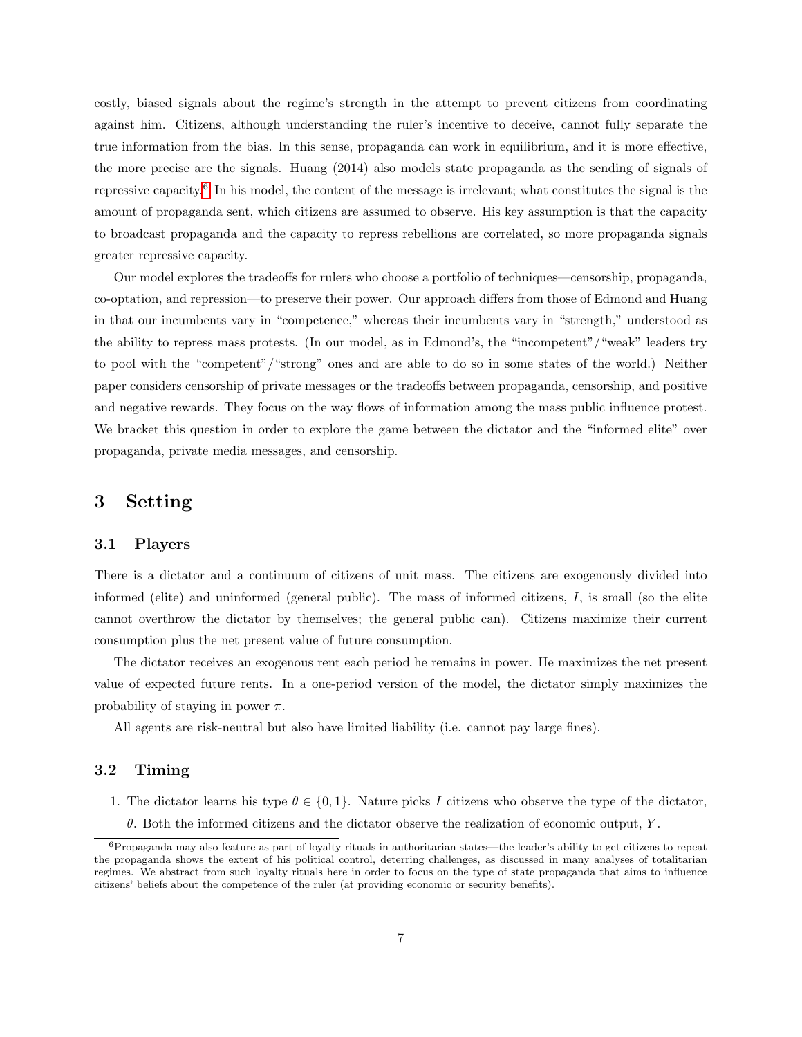costly, biased signals about the regime's strength in the attempt to prevent citizens from coordinating against him. Citizens, although understanding the ruler's incentive to deceive, cannot fully separate the true information from the bias. In this sense, propaganda can work in equilibrium, and it is more effective, the more precise are the signals. Huang (2014) also models state propaganda as the sending of signals of repressive capacity.[6] In his model, the content of the message is irrelevant; what constitutes the signal is the amount of propaganda sent, which citizens are assumed to observe. His key assumption is that the capacity to broadcast propaganda and the capacity to repress rebellions are correlated, so more propaganda signals greater repressive capacity.

Our model explores the tradeoffs for rulers who choose a portfolio of techniques—censorship, propaganda, co-optation, and repression—to preserve their power. Our approach differs from those of Edmond and Huang in that our incumbents vary in "competence," whereas their incumbents vary in "strength," understood as the ability to repress mass protests. (In our model, as in Edmond's, the "incompetent"/"weak" leaders try to pool with the "competent"/"strong" ones and are able to do so in some states of the world.) Neither paper considers censorship of private messages or the tradeoffs between propaganda, censorship, and positive and negative rewards. They focus on the way flows of information among the mass public influence protest. We bracket this question in order to explore the game between the dictator and the "informed elite" over propaganda, private media messages, and censorship.

## 3 Setting

### 3.1 Players

There is a dictator and a continuum of citizens of unit mass. The citizens are exogenously divided into informed (elite) and uninformed (general public). The mass of informed citizens, $I$, is small (so the elite cannot overthrow the dictator by themselves; the general public can). Citizens maximize their current consumption plus the net present value of future consumption.

The dictator receives an exogenous rent each period he remains in power. He maximizes the net present value of expected future rents. In a one-period version of the model, the dictator simply maximizes the probability of staying in power $\pi$.

All agents are risk-neutral but also have limited liability (i.e. cannot pay large fines).

### 3.2 Timing

1. The dictator learns his type $\theta \in \{0, 1\}$. Nature picks $I$ citizens who observe the type of the dictator, $\theta$. Both the informed citizens and the dictator observe the realization of economic output, $Y$.

[6] Propaganda may also feature as part of loyalty rituals in authoritarian states—the leader's ability to get citizens to repeat the propaganda shows the extent of his political control, deterring challenges, as discussed in many analyses of totalitarian regimes. We abstract from such loyalty rituals here in order to focus on the type of state propaganda that aims to influence citizens' beliefs about the competence of the ruler (at providing economic or security benefits).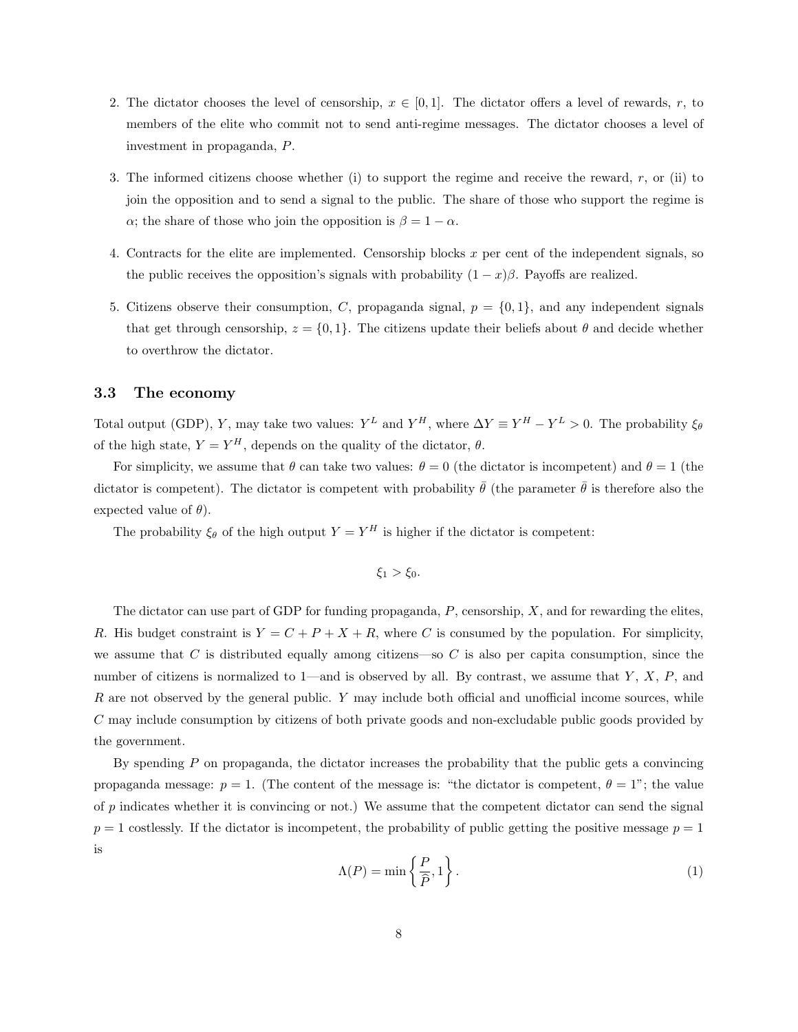2. The dictator chooses the level of censorship, $x \in [0,1]$. The dictator offers a level of rewards, $r$, to members of the elite who commit not to send anti-regime messages. The dictator chooses a level of investment in propaganda, $P$.
3. The informed citizens choose whether (i) to support the regime and receive the reward, $r$, or (ii) to join the opposition and to send a signal to the public. The share of those who support the regime is $\alpha$; the share of those who join the opposition is $\beta = 1 - \alpha$.
4. Contracts for the elite are implemented. Censorship blocks $x$ per cent of the independent signals, so the public receives the opposition's signals with probability $(1-x)\beta$. Payoffs are realized.
5. Citizens observe their consumption, $C$, propaganda signal, $p = \{0,1\}$, and any independent signals that get through censorship, $z = \{0,1\}$. The citizens update their beliefs about $\theta$ and decide whether to overthrow the dictator.

### 3.3 The economy

Total output (GDP), $Y$, may take two values: $Y^L$ and $Y^H$, where $\Delta Y \equiv Y^H - Y^L > 0$. The probability $\xi_\theta$ of the high state, $Y = Y^H$, depends on the quality of the dictator, $\theta$.

For simplicity, we assume that $\theta$ can take two values: $\theta = 0$ (the dictator is incompetent) and $\theta = 1$ (the dictator is competent). The dictator is competent with probability $\bar{\theta}$ (the parameter $\bar{\theta}$ is therefore also the expected value of $\theta$).

The probability $\xi_\theta$ of the high output $Y = Y^H$ is higher if the dictator is competent:

$$\xi_1 > \xi_0.$$

The dictator can use part of GDP for funding propaganda, $P$, censorship, $X$, and for rewarding the elites, $R$. His budget constraint is $Y = C + P + X + R$, where $C$ is consumed by the population. For simplicity, we assume that $C$ is distributed equally among citizens—so $C$ is also per capita consumption, since the number of citizens is normalized to 1—and is observed by all. By contrast, we assume that $Y$, $X$, $P$, and $R$ are not observed by the general public. $Y$ may include both official and unofficial income sources, while $C$ may include consumption by citizens of both private goods and non-excludable public goods provided by the government.

By spending $P$ on propaganda, the dictator increases the probability that the public gets a convincing propaganda message: $p = 1$. (The content of the message is: "the dictator is competent, $\theta = 1$"; the value of $p$ indicates whether it is convincing or not.) We assume that the competent dictator can send the signal $p = 1$ costlessly. If the dictator is incompetent, the probability of public getting the positive message $p = 1$ is

$$\Lambda(P) = \min\left\{\frac{P}{\widehat{P}}, 1\right\}. \tag{1}$$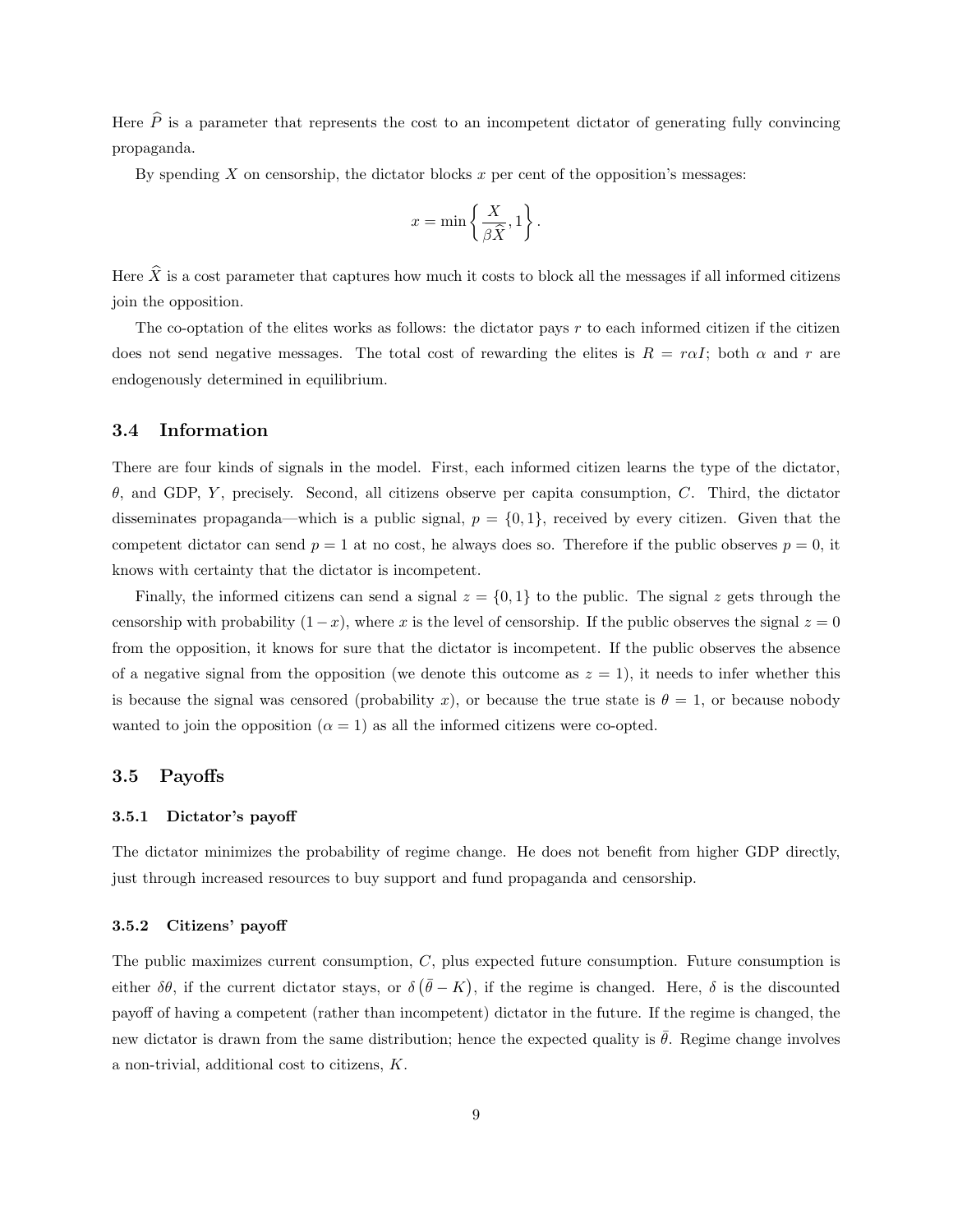Here $\widehat{P}$ is a parameter that represents the cost to an incompetent dictator of generating fully convincing propaganda.

By spending $X$ on censorship, the dictator blocks $x$ per cent of the opposition's messages:

$$x = \min\left\{\frac{X}{\beta\widehat{X}}, 1\right\}.$$

Here $\widehat{X}$ is a cost parameter that captures how much it costs to block all the messages if all informed citizens join the opposition.

The co-optation of the elites works as follows: the dictator pays $r$ to each informed citizen if the citizen does not send negative messages. The total cost of rewarding the elites is $R = r\alpha I$; both $\alpha$ and $r$ are endogenously determined in equilibrium.

### 3.4 Information

There are four kinds of signals in the model. First, each informed citizen learns the type of the dictator, $\theta$, and GDP, $Y$, precisely. Second, all citizens observe per capita consumption, $C$. Third, the dictator disseminates propaganda—which is a public signal, $p = \{0, 1\}$, received by every citizen. Given that the competent dictator can send $p = 1$ at no cost, he always does so. Therefore if the public observes $p = 0$, it knows with certainty that the dictator is incompetent.

Finally, the informed citizens can send a signal $z = \{0, 1\}$ to the public. The signal $z$ gets through the censorship with probability $(1 - x)$, where $x$ is the level of censorship. If the public observes the signal $z = 0$ from the opposition, it knows for sure that the dictator is incompetent. If the public observes the absence of a negative signal from the opposition (we denote this outcome as $z = 1$), it needs to infer whether this is because the signal was censored (probability $x$), or because the true state is $\theta = 1$, or because nobody wanted to join the opposition ($\alpha = 1$) as all the informed citizens were co-opted.

### 3.5 Payoffs

#### 3.5.1 Dictator's payoff

The dictator minimizes the probability of regime change. He does not benefit from higher GDP directly, just through increased resources to buy support and fund propaganda and censorship.

#### 3.5.2 Citizens' payoff

The public maximizes current consumption, $C$, plus expected future consumption. Future consumption is either $\delta\theta$, if the current dictator stays, or $\delta\left(\bar{\theta} - K\right)$, if the regime is changed. Here, $\delta$ is the discounted payoff of having a competent (rather than incompetent) dictator in the future. If the regime is changed, the new dictator is drawn from the same distribution; hence the expected quality is $\bar{\theta}$. Regime change involves a non-trivial, additional cost to citizens, $K$.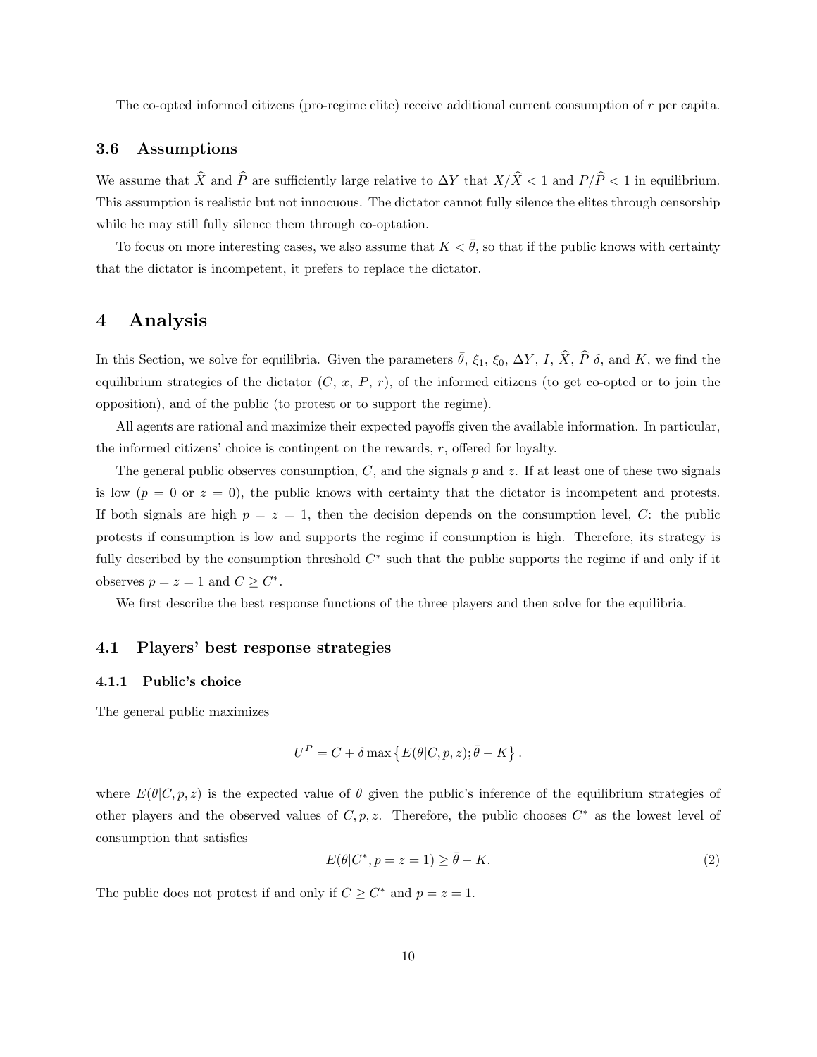The co-opted informed citizens (pro-regime elite) receive additional current consumption of $r$ per capita.

### 3.6 Assumptions

We assume that $\widehat{X}$ and $\widehat{P}$ are sufficiently large relative to $\Delta Y$ that $X/\widehat{X} < 1$ and $P/\widehat{P} < 1$ in equilibrium. This assumption is realistic but not innocuous. The dictator cannot fully silence the elites through censorship while he may still fully silence them through co-optation.

To focus on more interesting cases, we also assume that $K < \bar{\theta}$, so that if the public knows with certainty that the dictator is incompetent, it prefers to replace the dictator.

# 4 Analysis

In this Section, we solve for equilibria. Given the parameters $\bar{\theta}$, $\xi_1$, $\xi_0$, $\Delta Y$, $I$, $\widehat{X}$, $\widehat{P}$ $\delta$, and $K$, we find the equilibrium strategies of the dictator ($C$, $x$, $P$, $r$), of the informed citizens (to get co-opted or to join the opposition), and of the public (to protest or to support the regime).

All agents are rational and maximize their expected payoffs given the available information. In particular, the informed citizens' choice is contingent on the rewards, $r$, offered for loyalty.

The general public observes consumption, $C$, and the signals $p$ and $z$. If at least one of these two signals is low ($p = 0$ or $z = 0$), the public knows with certainty that the dictator is incompetent and protests. If both signals are high $p = z = 1$, then the decision depends on the consumption level, $C$: the public protests if consumption is low and supports the regime if consumption is high. Therefore, its strategy is fully described by the consumption threshold $C^*$ such that the public supports the regime if and only if it observes $p = z = 1$ and $C \geq C^*$.

We first describe the best response functions of the three players and then solve for the equilibria.

## 4.1 Players' best response strategies

### 4.1.1 Public's choice

The general public maximizes

$$U^P = C + \delta \max \left\{ E(\theta | C, p, z); \bar{\theta} - K \right\}.$$

where $E(\theta|C, p, z)$ is the expected value of $\theta$ given the public's inference of the equilibrium strategies of other players and the observed values of $C, p, z$. Therefore, the public chooses $C^*$ as the lowest level of consumption that satisfies

$$E(\theta | C^*, p = z = 1) \geq \bar{\theta} - K. \tag{2}$$

The public does not protest if and only if $C \geq C^*$ and $p = z = 1$.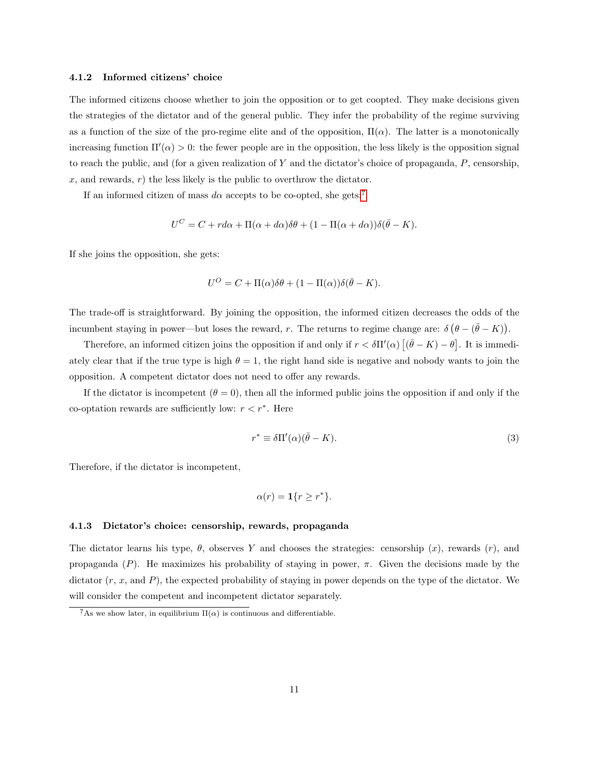### 4.1.2 Informed citizens' choice

The informed citizens choose whether to join the opposition or to get coopted. They make decisions given the strategies of the dictator and of the general public. They infer the probability of the regime surviving as a function of the size of the pro-regime elite and of the opposition, $\Pi(\alpha)$. The latter is a monotonically increasing function $\Pi'(\alpha) > 0$: the fewer people are in the opposition, the less likely is the opposition signal to reach the public, and (for a given realization of $Y$ and the dictator's choice of propaganda, $P$, censorship, $x$, and rewards, $r$) the less likely is the public to overthrow the dictator.

If an informed citizen of mass $d\alpha$ accepts to be co-opted, she gets:[7]

$$U^C = C + r d\alpha + \Pi(\alpha + d\alpha)\delta\theta + (1 - \Pi(\alpha + d\alpha))\delta(\bar{\theta} - K).$$

If she joins the opposition, she gets:

$$U^O = C + \Pi(\alpha)\delta\theta + (1 - \Pi(\alpha))\delta(\bar{\theta} - K).$$

The trade-off is straightforward. By joining the opposition, the informed citizen decreases the odds of the incumbent staying in power—but loses the reward, $r$. The returns to regime change are: $\delta\left(\theta - (\bar{\theta} - K)\right)$.

Therefore, an informed citizen joins the opposition if and only if $r < \delta\Pi'(\alpha)\left[(\bar{\theta} - K) - \theta\right]$. It is immediately clear that if the true type is high $\theta = 1$, the right hand side is negative and nobody wants to join the opposition. A competent dictator does not need to offer any rewards.

If the dictator is incompetent ($\theta = 0$), then all the informed public joins the opposition if and only if the co-optation rewards are sufficiently low: $r < r^*$. Here

$$r^* \equiv \delta\Pi'(\alpha)(\bar{\theta} - K). \tag{3}$$

Therefore, if the dictator is incompetent,

$$\alpha(r) = \mathbf{1}\{r \geq r^*\}.$$

### 4.1.3 Dictator's choice: censorship, rewards, propaganda

The dictator learns his type, $\theta$, observes $Y$ and chooses the strategies: censorship ($x$), rewards ($r$), and propaganda ($P$). He maximizes his probability of staying in power, $\pi$. Given the decisions made by the dictator ($r$, $x$, and $P$), the expected probability of staying in power depends on the type of the dictator. We will consider the competent and incompetent dictator separately.

[7] As we show later, in equilibrium $\Pi(\alpha)$ is continuous and differentiable.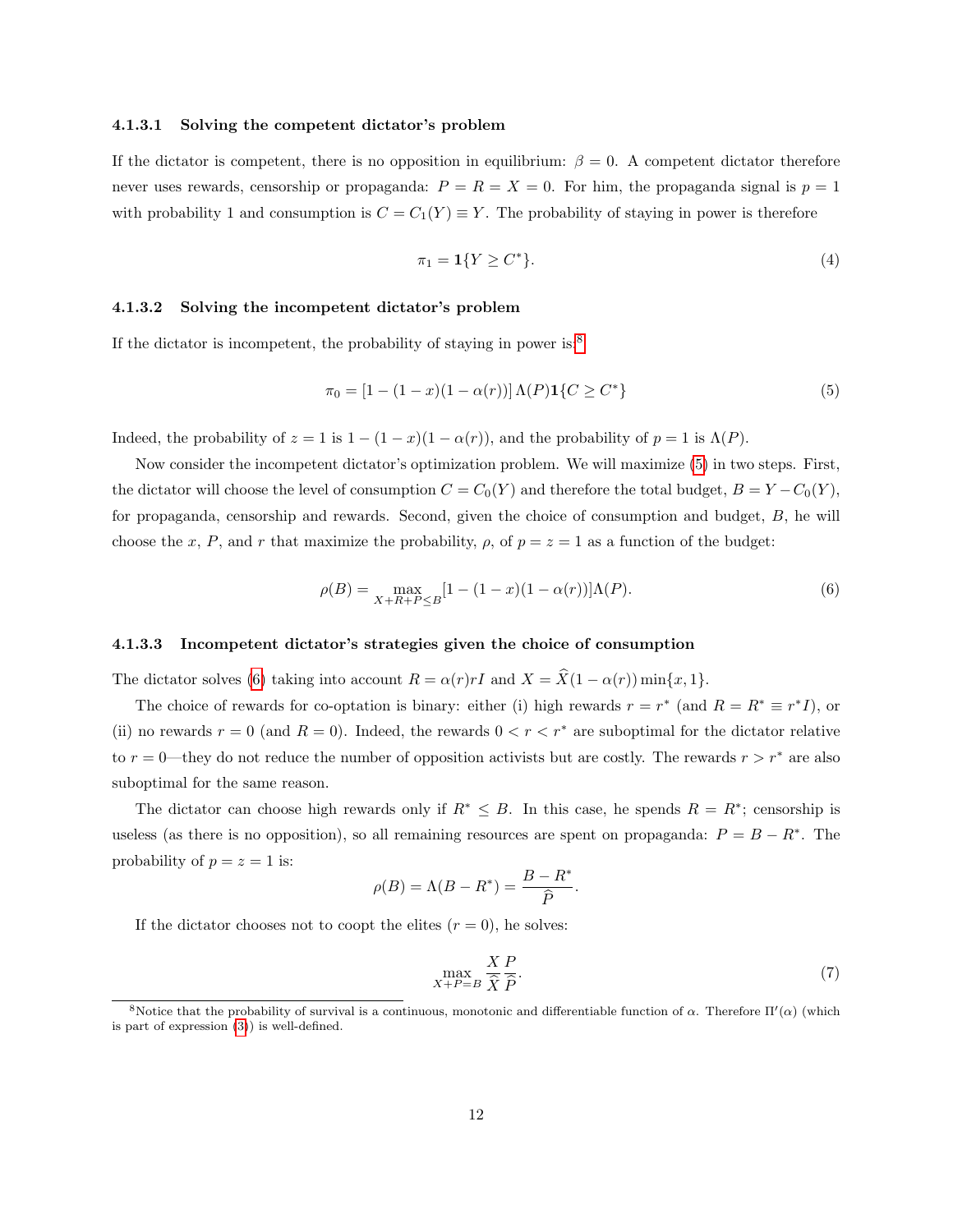#### 4.1.3.1 Solving the competent dictator's problem

If the dictator is competent, there is no opposition in equilibrium: $\beta = 0$. A competent dictator therefore never uses rewards, censorship or propaganda: $P = R = X = 0$. For him, the propaganda signal is $p = 1$ with probability 1 and consumption is $C = C_1(Y) \equiv Y$. The probability of staying in power is therefore

$$\pi_1 = \mathbf{1}\{Y \geq C^*\}. \tag{4}$$

#### 4.1.3.2 Solving the incompetent dictator's problem

If the dictator is incompetent, the probability of staying in power is:[8]

$$\pi_0 = [1 - (1-x)(1-\alpha(r))]\,\Lambda(P)\mathbf{1}\{C \geq C^*\} \tag{5}$$

Indeed, the probability of $z = 1$ is $1 - (1-x)(1-\alpha(r))$, and the probability of $p = 1$ is $\Lambda(P)$.

Now consider the incompetent dictator's optimization problem. We will maximize (5) in two steps. First, the dictator will choose the level of consumption $C = C_0(Y)$ and therefore the total budget, $B = Y - C_0(Y)$, for propaganda, censorship and rewards. Second, given the choice of consumption and budget, $B$, he will choose the $x$, $P$, and $r$ that maximize the probability, $\rho$, of $p = z = 1$ as a function of the budget:

$$\rho(B) = \max_{X+R+P \leq B} [1 - (1-x)(1-\alpha(r))]\Lambda(P). \tag{6}$$

#### 4.1.3.3 Incompetent dictator's strategies given the choice of consumption

The dictator solves (6) taking into account $R = \alpha(r)rI$ and $X = \widehat{X}(1-\alpha(r))\min\{x, 1\}$.

The choice of rewards for co-optation is binary: either (i) high rewards $r = r^*$ (and $R = R^* \equiv r^*I$), or (ii) no rewards $r = 0$ (and $R = 0$). Indeed, the rewards $0 < r < r^*$ are suboptimal for the dictator relative to $r = 0$—they do not reduce the number of opposition activists but are costly. The rewards $r > r^*$ are also suboptimal for the same reason.

The dictator can choose high rewards only if $R^* \leq B$. In this case, he spends $R = R^*$; censorship is useless (as there is no opposition), so all remaining resources are spent on propaganda: $P = B - R^*$. The probability of $p = z = 1$ is:

$$\rho(B) = \Lambda(B - R^*) = \frac{B - R^*}{\widehat{P}}.$$

If the dictator chooses not to coopt the elites ($r = 0$), he solves:

$$\max_{X+P=B} \frac{X}{\widehat{X}} \frac{P}{\widehat{P}}. \tag{7}$$

[8] Notice that the probability of survival is a continuous, monotonic and differentiable function of $\alpha$. Therefore $\Pi'(\alpha)$ (which is part of expression (3)) is well-defined.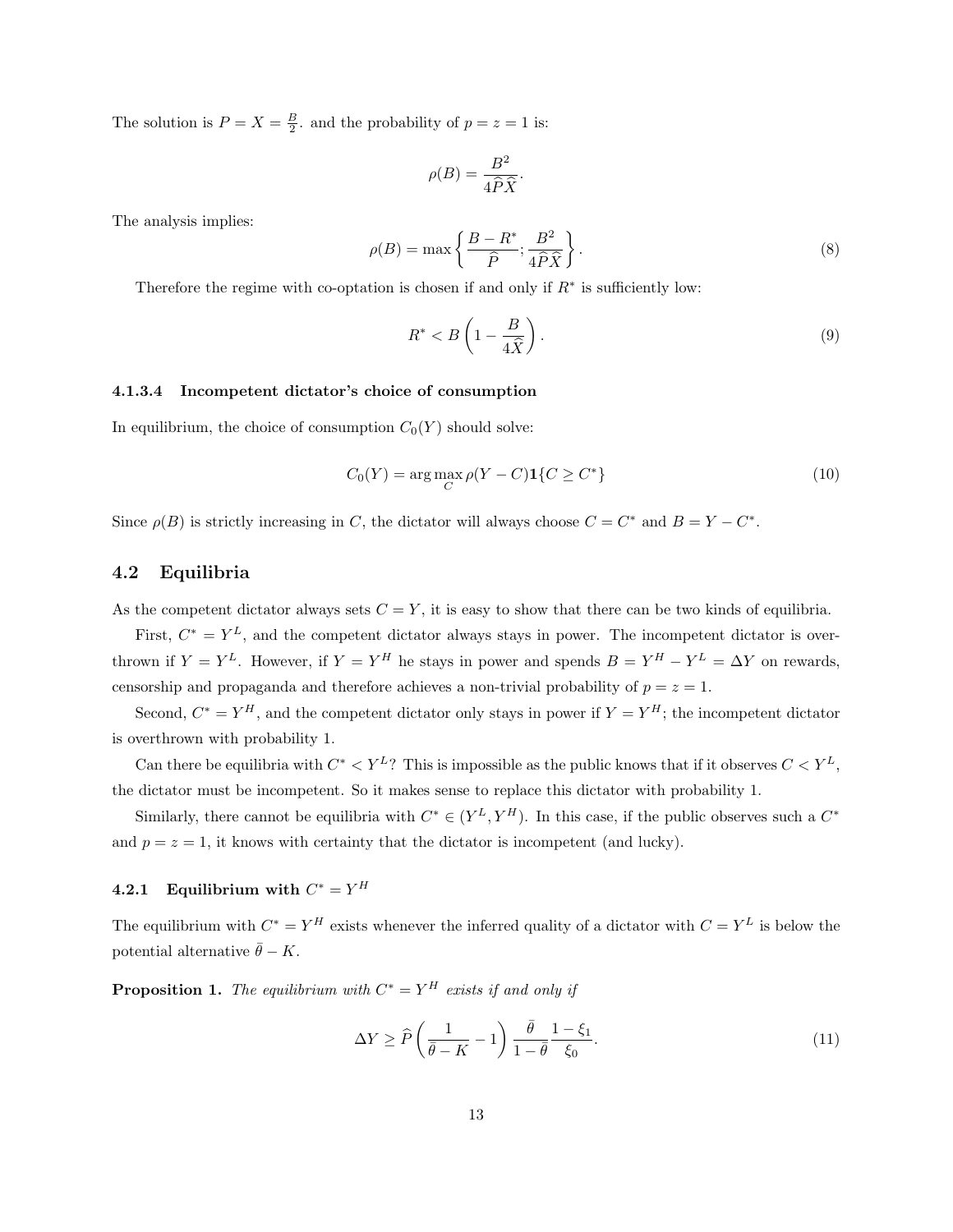The solution is $P = X = \frac{B}{2}$. and the probability of $p = z = 1$ is:

$$\rho(B) = \frac{B^2}{4\widehat{P}\widehat{X}}.$$

The analysis implies:

$$\rho(B) = \max\left\{\frac{B - R^*}{\widehat{P}}; \frac{B^2}{4\widehat{P}\widehat{X}}\right\}. \tag{8}$$

Therefore the regime with co-optation is chosen if and only if $R^*$ is sufficiently low:

$$R^* < B\left(1 - \frac{B}{4\widehat{X}}\right). \tag{9}$$

#### 4.1.3.4 Incompetent dictator's choice of consumption

In equilibrium, the choice of consumption $C_0(Y)$ should solve:

$$C_0(Y) = \arg\max_C \rho(Y - C)\mathbf{1}\{C \geq C^*\} \tag{10}$$

Since $\rho(B)$ is strictly increasing in $C$, the dictator will always choose $C = C^*$ and $B = Y - C^*$.

## 4.2 Equilibria

As the competent dictator always sets $C = Y$, it is easy to show that there can be two kinds of equilibria.

First, $C^* = Y^L$, and the competent dictator always stays in power. The incompetent dictator is overthrown if $Y = Y^L$. However, if $Y = Y^H$ he stays in power and spends $B = Y^H - Y^L = \Delta Y$ on rewards, censorship and propaganda and therefore achieves a non-trivial probability of $p = z = 1$.

Second, $C^* = Y^H$, and the competent dictator only stays in power if $Y = Y^H$; the incompetent dictator is overthrown with probability 1.

Can there be equilibria with $C^* < Y^L$? This is impossible as the public knows that if it observes $C < Y^L$, the dictator must be incompetent. So it makes sense to replace this dictator with probability 1.

Similarly, there cannot be equilibria with $C^* \in (Y^L, Y^H)$. In this case, if the public observes such a $C^*$ and $p = z = 1$, it knows with certainty that the dictator is incompetent (and lucky).

### 4.2.1 Equilibrium with $C^* = Y^H$

The equilibrium with $C^* = Y^H$ exists whenever the inferred quality of a dictator with $C = Y^L$ is below the potential alternative $\bar{\theta} - K$.

**Proposition 1.** *The equilibrium with $C^* = Y^H$ exists if and only if*

$$\Delta Y \geq \widehat{P}\left(\frac{1}{\bar{\theta} - K} - 1\right)\frac{\bar{\theta}}{1 - \bar{\theta}}\frac{1 - \xi_1}{\xi_0}. \tag{11}$$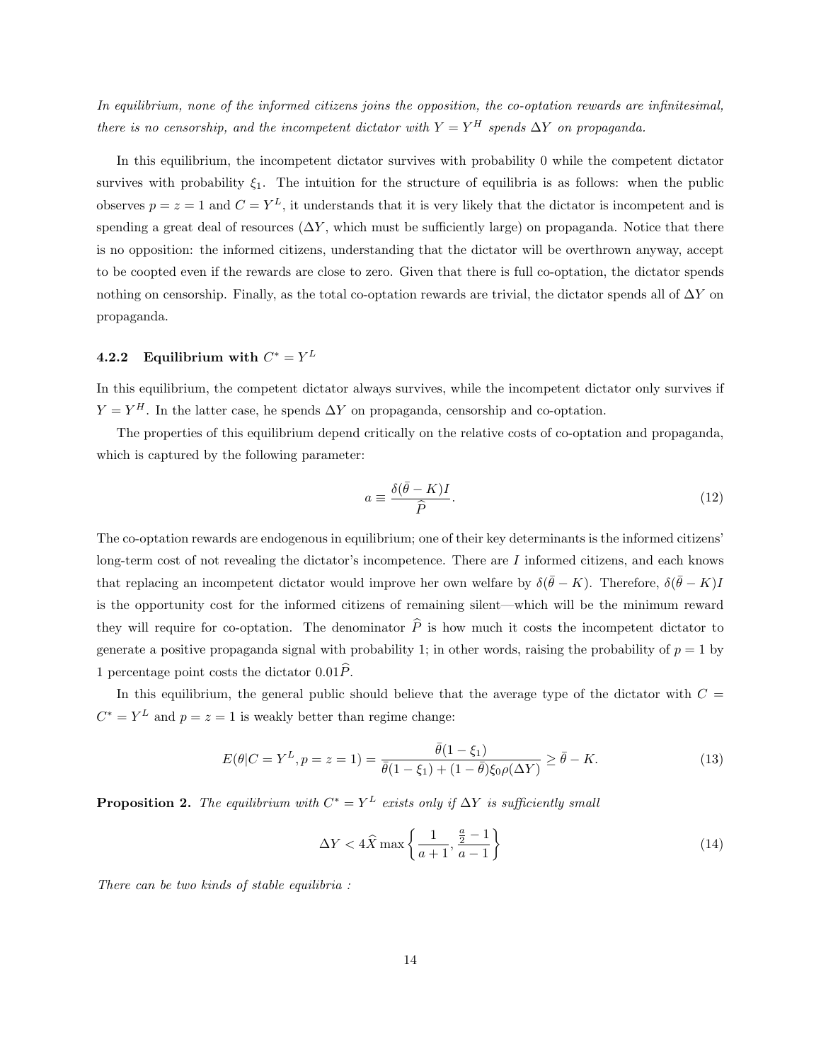*In equilibrium, none of the informed citizens joins the opposition, the co-optation rewards are infinitesimal, there is no censorship, and the incompetent dictator with $Y = Y^H$ spends $\Delta Y$ on propaganda.*

In this equilibrium, the incompetent dictator survives with probability 0 while the competent dictator survives with probability $\xi_1$. The intuition for the structure of equilibria is as follows: when the public observes $p = z = 1$ and $C = Y^L$, it understands that it is very likely that the dictator is incompetent and is spending a great deal of resources ($\Delta Y$, which must be sufficiently large) on propaganda. Notice that there is no opposition: the informed citizens, understanding that the dictator will be overthrown anyway, accept to be coopted even if the rewards are close to zero. Given that there is full co-optation, the dictator spends nothing on censorship. Finally, as the total co-optation rewards are trivial, the dictator spends all of $\Delta Y$ on propaganda.

#### 4.2.2 Equilibrium with $C^* = Y^L$

In this equilibrium, the competent dictator always survives, while the incompetent dictator only survives if $Y = Y^H$. In the latter case, he spends $\Delta Y$ on propaganda, censorship and co-optation.

The properties of this equilibrium depend critically on the relative costs of co-optation and propaganda, which is captured by the following parameter:

$$a \equiv \frac{\delta(\bar{\theta} - K)I}{\widehat{P}}. \tag{12}$$

The co-optation rewards are endogenous in equilibrium; one of their key determinants is the informed citizens' long-term cost of not revealing the dictator's incompetence. There are $I$ informed citizens, and each knows that replacing an incompetent dictator would improve her own welfare by $\delta(\bar{\theta} - K)$. Therefore, $\delta(\bar{\theta} - K)I$ is the opportunity cost for the informed citizens of remaining silent—which will be the minimum reward they will require for co-optation. The denominator $\widehat{P}$ is how much it costs the incompetent dictator to generate a positive propaganda signal with probability 1; in other words, raising the probability of $p = 1$ by 1 percentage point costs the dictator $0.01\widehat{P}$.

In this equilibrium, the general public should believe that the average type of the dictator with $C = C^* = Y^L$ and $p = z = 1$ is weakly better than regime change:

$$E(\theta | C = Y^L, p = z = 1) = \frac{\bar{\theta}(1 - \xi_1)}{\bar{\theta}(1 - \xi_1) + (1 - \bar{\theta})\xi_0 \rho(\Delta Y)} \geq \bar{\theta} - K. \tag{13}$$

**Proposition 2.** *The equilibrium with $C^* = Y^L$ exists only if $\Delta Y$ is sufficiently small*

$$\Delta Y < 4\widehat{X} \max\left\{\frac{1}{a+1}, \frac{\frac{a}{2} - 1}{a - 1}\right\} \tag{14}$$

*There can be two kinds of stable equilibria :*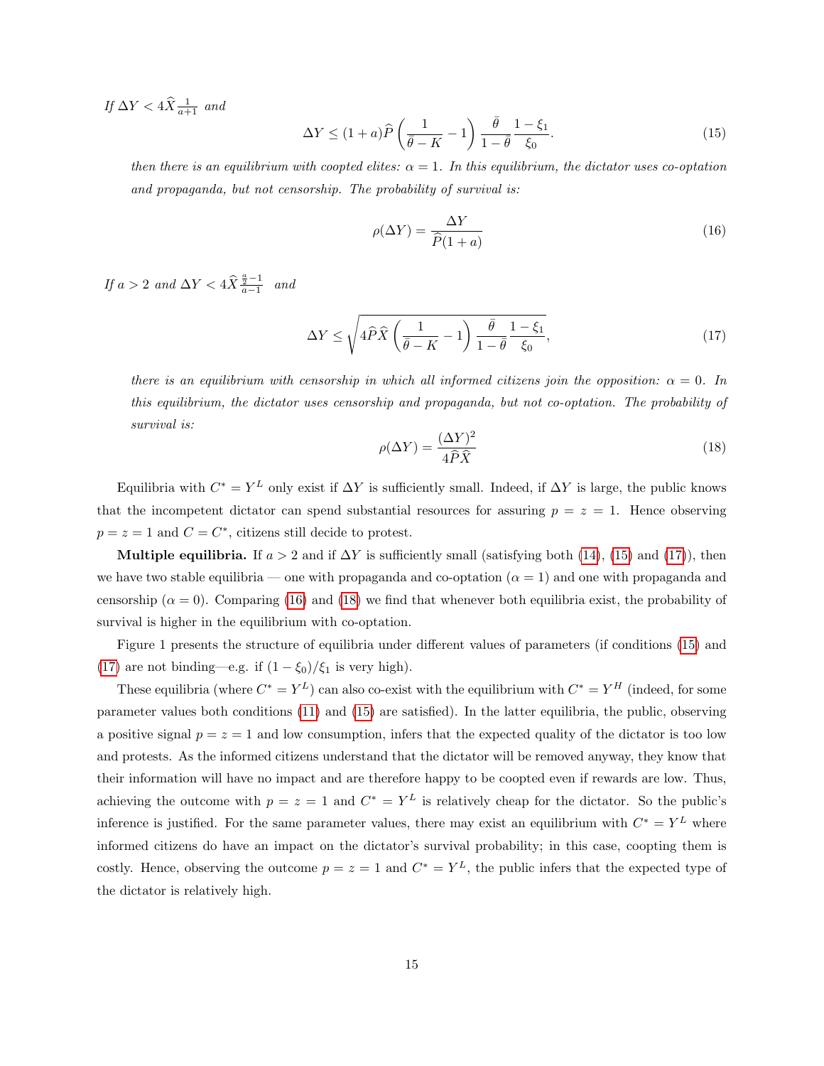*If $\Delta Y < 4\widehat{X}\frac{1}{a+1}$ and*

$$\Delta Y \leq (1+a)\widehat{P}\left(\frac{1}{\bar{\theta}-K}-1\right)\frac{\bar{\theta}}{1-\bar{\theta}}\frac{1-\xi_1}{\xi_0}. \tag{15}$$

*then there is an equilibrium with coopted elites: $\alpha = 1$. In this equilibrium, the dictator uses co-optation and propaganda, but not censorship. The probability of survival is:*

$$\rho(\Delta Y) = \frac{\Delta Y}{\widehat{P}(1+a)} \tag{16}$$

*If $a > 2$ and $\Delta Y < 4\widehat{X}\frac{\frac{a}{2}-1}{a-1}$ and*

$$\Delta Y \leq \sqrt{4\widehat{P}\widehat{X}\left(\frac{1}{\bar{\theta}-K}-1\right)\frac{\bar{\theta}}{1-\bar{\theta}}\frac{1-\xi_1}{\xi_0}}, \tag{17}$$

*there is an equilibrium with censorship in which all informed citizens join the opposition: $\alpha = 0$. In this equilibrium, the dictator uses censorship and propaganda, but not co-optation. The probability of survival is:*

$$\rho(\Delta Y) = \frac{(\Delta Y)^2}{4\widehat{P}\widehat{X}} \tag{18}$$

Equilibria with $C^* = Y^L$ only exist if $\Delta Y$ is sufficiently small. Indeed, if $\Delta Y$ is large, the public knows that the incompetent dictator can spend substantial resources for assuring $p = z = 1$. Hence observing $p = z = 1$ and $C = C^*$, citizens still decide to protest.

**Multiple equilibria.** If $a > 2$ and if $\Delta Y$ is sufficiently small (satisfying both (14), (15) and (17)), then we have two stable equilibria — one with propaganda and co-optation ($\alpha = 1$) and one with propaganda and censorship ($\alpha = 0$). Comparing (16) and (18) we find that whenever both equilibria exist, the probability of survival is higher in the equilibrium with co-optation.

Figure 1 presents the structure of equilibria under different values of parameters (if conditions (15) and (17) are not binding—e.g. if $(1-\xi_0)/\xi_1$ is very high).

These equilibria (where $C^* = Y^L$) can also co-exist with the equilibrium with $C^* = Y^H$ (indeed, for some parameter values both conditions (11) and (15) are satisfied). In the latter equilibria, the public, observing a positive signal $p = z = 1$ and low consumption, infers that the expected quality of the dictator is too low and protests. As the informed citizens understand that the dictator will be removed anyway, they know that their information will have no impact and are therefore happy to be coopted even if rewards are low. Thus, achieving the outcome with $p = z = 1$ and $C^* = Y^L$ is relatively cheap for the dictator. So the public's inference is justified. For the same parameter values, there may exist an equilibrium with $C^* = Y^L$ where informed citizens do have an impact on the dictator's survival probability; in this case, coopting them is costly. Hence, observing the outcome $p = z = 1$ and $C^* = Y^L$, the public infers that the expected type of the dictator is relatively high.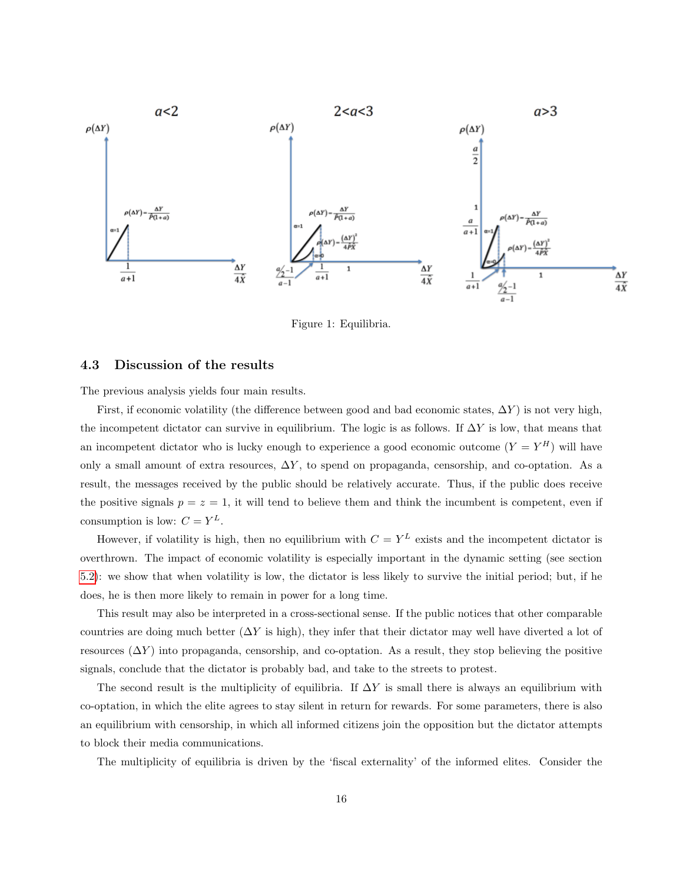Figure 1: Equilibria.

### 4.3 Discussion of the results

The previous analysis yields four main results.

First, if economic volatility (the difference between good and bad economic states, $\Delta Y$) is not very high, the incompetent dictator can survive in equilibrium. The logic is as follows. If $\Delta Y$ is low, that means that an incompetent dictator who is lucky enough to experience a good economic outcome ($Y = Y^H$) will have only a small amount of extra resources, $\Delta Y$, to spend on propaganda, censorship, and co-optation. As a result, the messages received by the public should be relatively accurate. Thus, if the public does receive the positive signals $p = z = 1$, it will tend to believe them and think the incumbent is competent, even if consumption is low: $C = Y^L$.

However, if volatility is high, then no equilibrium with $C = Y^L$ exists and the incompetent dictator is overthrown. The impact of economic volatility is especially important in the dynamic setting (see section 5.2): we show that when volatility is low, the dictator is less likely to survive the initial period; but, if he does, he is then more likely to remain in power for a long time.

This result may also be interpreted in a cross-sectional sense. If the public notices that other comparable countries are doing much better ($\Delta Y$ is high), they infer that their dictator may well have diverted a lot of resources ($\Delta Y$) into propaganda, censorship, and co-optation. As a result, they stop believing the positive signals, conclude that the dictator is probably bad, and take to the streets to protest.

The second result is the multiplicity of equilibria. If $\Delta Y$ is small there is always an equilibrium with co-optation, in which the elite agrees to stay silent in return for rewards. For some parameters, there is also an equilibrium with censorship, in which all informed citizens join the opposition but the dictator attempts to block their media communications.

The multiplicity of equilibria is driven by the 'fiscal externality' of the informed elites. Consider the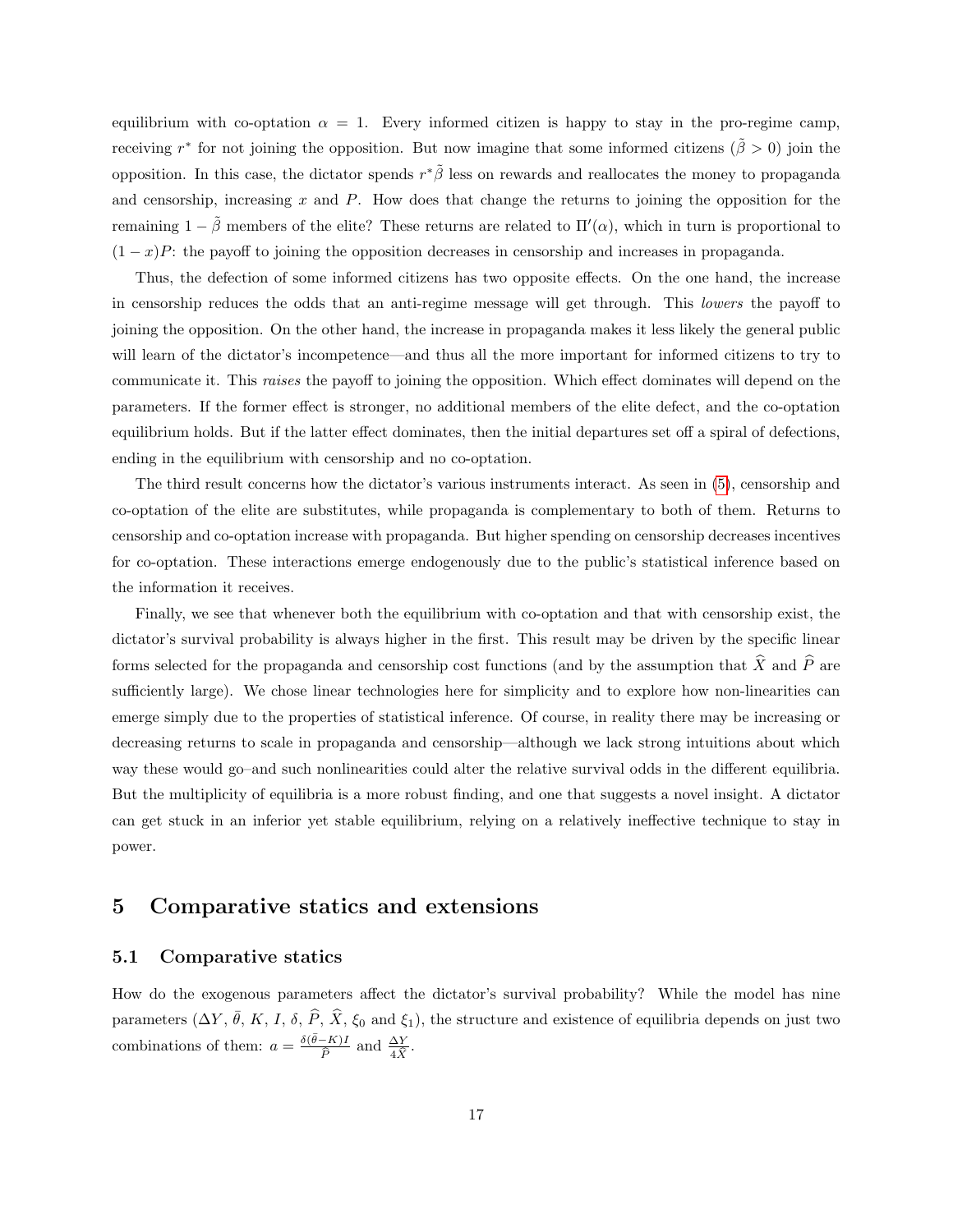equilibrium with co-optation $\alpha = 1$. Every informed citizen is happy to stay in the pro-regime camp, receiving $r^*$ for not joining the opposition. But now imagine that some informed citizens ($\tilde{\beta} > 0$) join the opposition. In this case, the dictator spends $r^*\tilde{\beta}$ less on rewards and reallocates the money to propaganda and censorship, increasing $x$ and $P$. How does that change the returns to joining the opposition for the remaining $1 - \tilde{\beta}$ members of the elite? These returns are related to $\Pi'(\alpha)$, which in turn is proportional to $(1 - x)P$: the payoff to joining the opposition decreases in censorship and increases in propaganda.

Thus, the defection of some informed citizens has two opposite effects. On the one hand, the increase in censorship reduces the odds that an anti-regime message will get through. This *lowers* the payoff to joining the opposition. On the other hand, the increase in propaganda makes it less likely the general public will learn of the dictator's incompetence—and thus all the more important for informed citizens to try to communicate it. This *raises* the payoff to joining the opposition. Which effect dominates will depend on the parameters. If the former effect is stronger, no additional members of the elite defect, and the co-optation equilibrium holds. But if the latter effect dominates, then the initial departures set off a spiral of defections, ending in the equilibrium with censorship and no co-optation.

The third result concerns how the dictator's various instruments interact. As seen in (5), censorship and co-optation of the elite are substitutes, while propaganda is complementary to both of them. Returns to censorship and co-optation increase with propaganda. But higher spending on censorship decreases incentives for co-optation. These interactions emerge endogenously due to the public's statistical inference based on the information it receives.

Finally, we see that whenever both the equilibrium with co-optation and that with censorship exist, the dictator's survival probability is always higher in the first. This result may be driven by the specific linear forms selected for the propaganda and censorship cost functions (and by the assumption that $\widehat{X}$ and $\widehat{P}$ are sufficiently large). We chose linear technologies here for simplicity and to explore how non-linearities can emerge simply due to the properties of statistical inference. Of course, in reality there may be increasing or decreasing returns to scale in propaganda and censorship—although we lack strong intuitions about which way these would go–and such nonlinearities could alter the relative survival odds in the different equilibria. But the multiplicity of equilibria is a more robust finding, and one that suggests a novel insight. A dictator can get stuck in an inferior yet stable equilibrium, relying on a relatively ineffective technique to stay in power.

# 5 Comparative statics and extensions

## 5.1 Comparative statics

How do the exogenous parameters affect the dictator's survival probability? While the model has nine parameters ($\Delta Y$, $\bar{\theta}$, $K$, $I$, $\delta$, $\widehat{P}$, $\widehat{X}$, $\xi_0$ and $\xi_1$), the structure and existence of equilibria depends on just two combinations of them: $a = \frac{\delta(\bar{\theta}-K)I}{\widehat{P}}$ and $\frac{\Delta Y}{4\widehat{X}}$.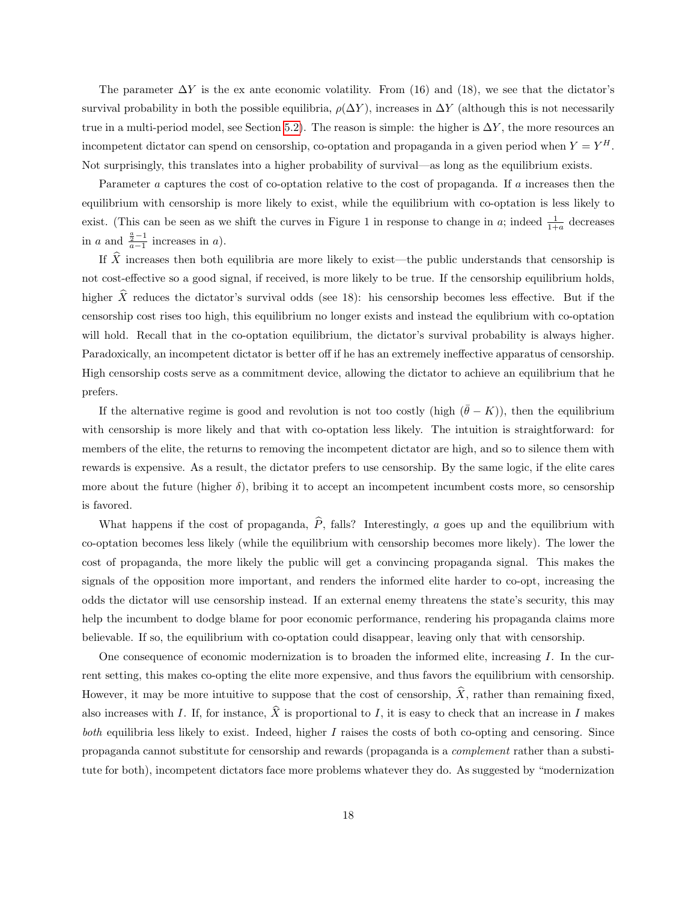The parameter $\Delta Y$ is the ex ante economic volatility. From (16) and (18), we see that the dictator's survival probability in both the possible equilibria, $\rho(\Delta Y)$, increases in $\Delta Y$ (although this is not necessarily true in a multi-period model, see Section 5.2). The reason is simple: the higher is $\Delta Y$, the more resources an incompetent dictator can spend on censorship, co-optation and propaganda in a given period when $Y = Y^H$. Not surprisingly, this translates into a higher probability of survival—as long as the equilibrium exists.

Parameter $a$ captures the cost of co-optation relative to the cost of propaganda. If $a$ increases then the equilibrium with censorship is more likely to exist, while the equilibrium with co-optation is less likely to exist. (This can be seen as we shift the curves in Figure 1 in response to change in $a$; indeed $\frac{1}{1+a}$ decreases in $a$ and $\frac{\frac{a}{2}-1}{a-1}$ increases in $a$).

If $\widehat{X}$ increases then both equilibria are more likely to exist—the public understands that censorship is not cost-effective so a good signal, if received, is more likely to be true. If the censorship equilibrium holds, higher $\widehat{X}$ reduces the dictator's survival odds (see 18): his censorship becomes less effective. But if the censorship cost rises too high, this equilibrium no longer exists and instead the equlibrium with co-optation will hold. Recall that in the co-optation equilibrium, the dictator's survival probability is always higher. Paradoxically, an incompetent dictator is better off if he has an extremely ineffective apparatus of censorship. High censorship costs serve as a commitment device, allowing the dictator to achieve an equilibrium that he prefers.

If the alternative regime is good and revolution is not too costly (high $(\bar{\theta} - K)$), then the equilibrium with censorship is more likely and that with co-optation less likely. The intuition is straightforward: for members of the elite, the returns to removing the incompetent dictator are high, and so to silence them with rewards is expensive. As a result, the dictator prefers to use censorship. By the same logic, if the elite cares more about the future (higher $\delta$), bribing it to accept an incompetent incumbent costs more, so censorship is favored.

What happens if the cost of propaganda, $\widehat{P}$, falls? Interestingly, $a$ goes up and the equilibrium with co-optation becomes less likely (while the equilibrium with censorship becomes more likely). The lower the cost of propaganda, the more likely the public will get a convincing propaganda signal. This makes the signals of the opposition more important, and renders the informed elite harder to co-opt, increasing the odds the dictator will use censorship instead. If an external enemy threatens the state's security, this may help the incumbent to dodge blame for poor economic performance, rendering his propaganda claims more believable. If so, the equilibrium with co-optation could disappear, leaving only that with censorship.

One consequence of economic modernization is to broaden the informed elite, increasing $I$. In the current setting, this makes co-opting the elite more expensive, and thus favors the equilibrium with censorship. However, it may be more intuitive to suppose that the cost of censorship, $\widehat{X}$, rather than remaining fixed, also increases with $I$. If, for instance, $\widehat{X}$ is proportional to $I$, it is easy to check that an increase in $I$ makes *both* equilibria less likely to exist. Indeed, higher $I$ raises the costs of both co-opting and censoring. Since propaganda cannot substitute for censorship and rewards (propaganda is a *complement* rather than a substitute for both), incompetent dictators face more problems whatever they do. As suggested by "modernization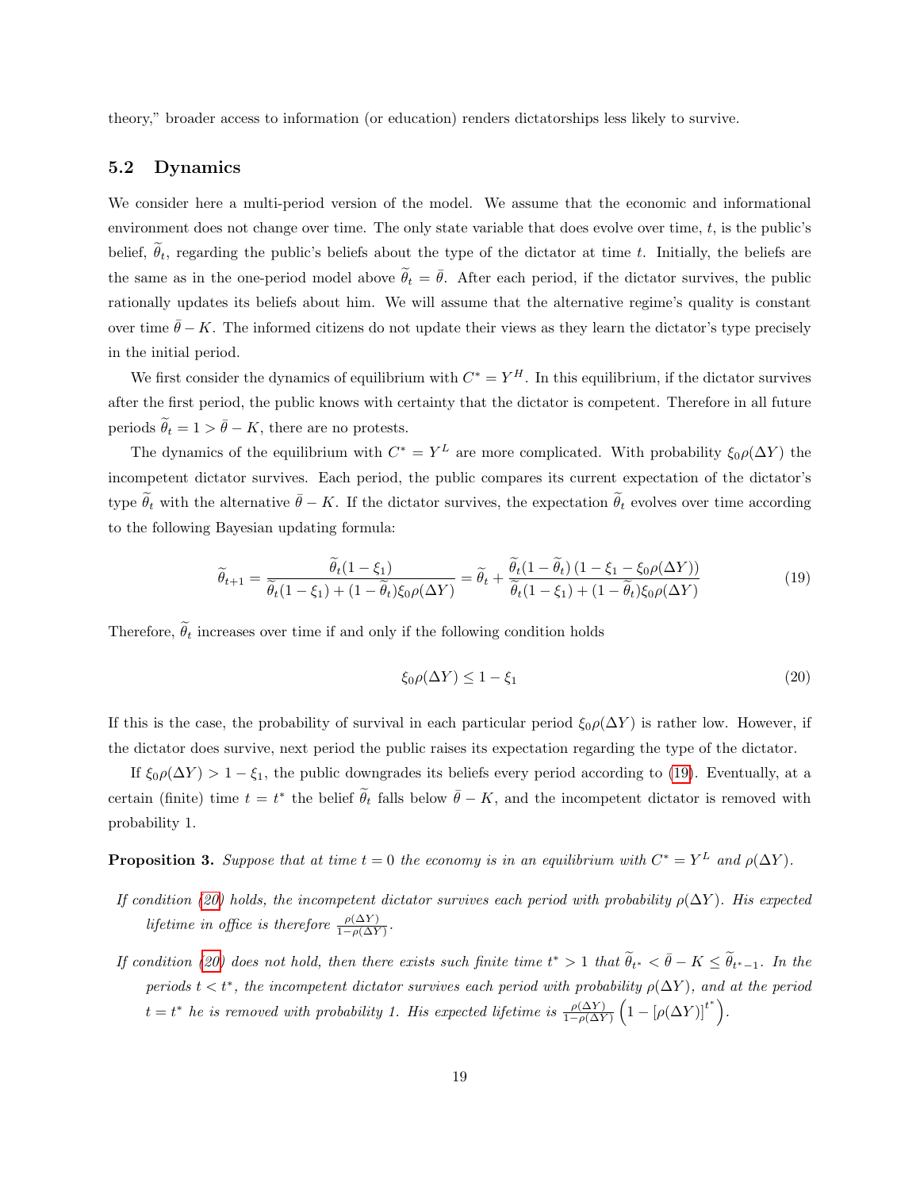theory," broader access to information (or education) renders dictatorships less likely to survive.

### 5.2 Dynamics

We consider here a multi-period version of the model. We assume that the economic and informational environment does not change over time. The only state variable that does evolve over time, $t$, is the public's belief, $\widetilde{\theta}_t$, regarding the public's beliefs about the type of the dictator at time $t$. Initially, the beliefs are the same as in the one-period model above $\widetilde{\theta}_t = \bar{\theta}$. After each period, if the dictator survives, the public rationally updates its beliefs about him. We will assume that the alternative regime's quality is constant over time $\bar{\theta} - K$. The informed citizens do not update their views as they learn the dictator's type precisely in the initial period.

We first consider the dynamics of equilibrium with $C^* = Y^H$. In this equilibrium, if the dictator survives after the first period, the public knows with certainty that the dictator is competent. Therefore in all future periods $\widetilde{\theta}_t = 1 > \bar{\theta} - K$, there are no protests.

The dynamics of the equilibrium with $C^* = Y^L$ are more complicated. With probability $\xi_0 \rho(\Delta Y)$ the incompetent dictator survives. Each period, the public compares its current expectation of the dictator's type $\widetilde{\theta}_t$ with the alternative $\bar{\theta} - K$. If the dictator survives, the expectation $\widetilde{\theta}_t$ evolves over time according to the following Bayesian updating formula:

$$\widetilde{\theta}_{t+1} = \frac{\widetilde{\theta}_t(1-\xi_1)}{\widetilde{\theta}_t(1-\xi_1) + (1-\widetilde{\theta}_t)\xi_0\rho(\Delta Y)} = \widetilde{\theta}_t + \frac{\widetilde{\theta}_t(1-\widetilde{\theta}_t)\left(1-\xi_1-\xi_0\rho(\Delta Y)\right)}{\widetilde{\theta}_t(1-\xi_1) + (1-\widetilde{\theta}_t)\xi_0\rho(\Delta Y)} \tag{19}$$

Therefore, $\widetilde{\theta}_t$ increases over time if and only if the following condition holds

$$\xi_0\rho(\Delta Y) \leq 1 - \xi_1 \tag{20}$$

If this is the case, the probability of survival in each particular period $\xi_0\rho(\Delta Y)$ is rather low. However, if the dictator does survive, next period the public raises its expectation regarding the type of the dictator.

If $\xi_0\rho(\Delta Y) > 1 - \xi_1$, the public downgrades its beliefs every period according to (19). Eventually, at a certain (finite) time $t = t^*$ the belief $\widetilde{\theta}_t$ falls below $\bar{\theta} - K$, and the incompetent dictator is removed with probability 1.

**Proposition 3.** *Suppose that at time $t = 0$ the economy is in an equilibrium with $C^* = Y^L$ and $\rho(\Delta Y)$.*

*If condition (20) holds, the incompetent dictator survives each period with probability $\rho(\Delta Y)$. His expected lifetime in office is therefore $\frac{\rho(\Delta Y)}{1-\rho(\Delta Y)}$.*

*If condition (20) does not hold, then there exists such finite time $t^* > 1$ that $\widetilde{\theta}_{t^*} < \bar{\theta} - K \leq \widetilde{\theta}_{t^*-1}$. In the periods $t < t^*$, the incompetent dictator survives each period with probability $\rho(\Delta Y)$, and at the period $t = t^*$ he is removed with probability 1. His expected lifetime is $\frac{\rho(\Delta Y)}{1-\rho(\Delta Y)}\left(1 - [\rho(\Delta Y)]^{t^*}\right)$.*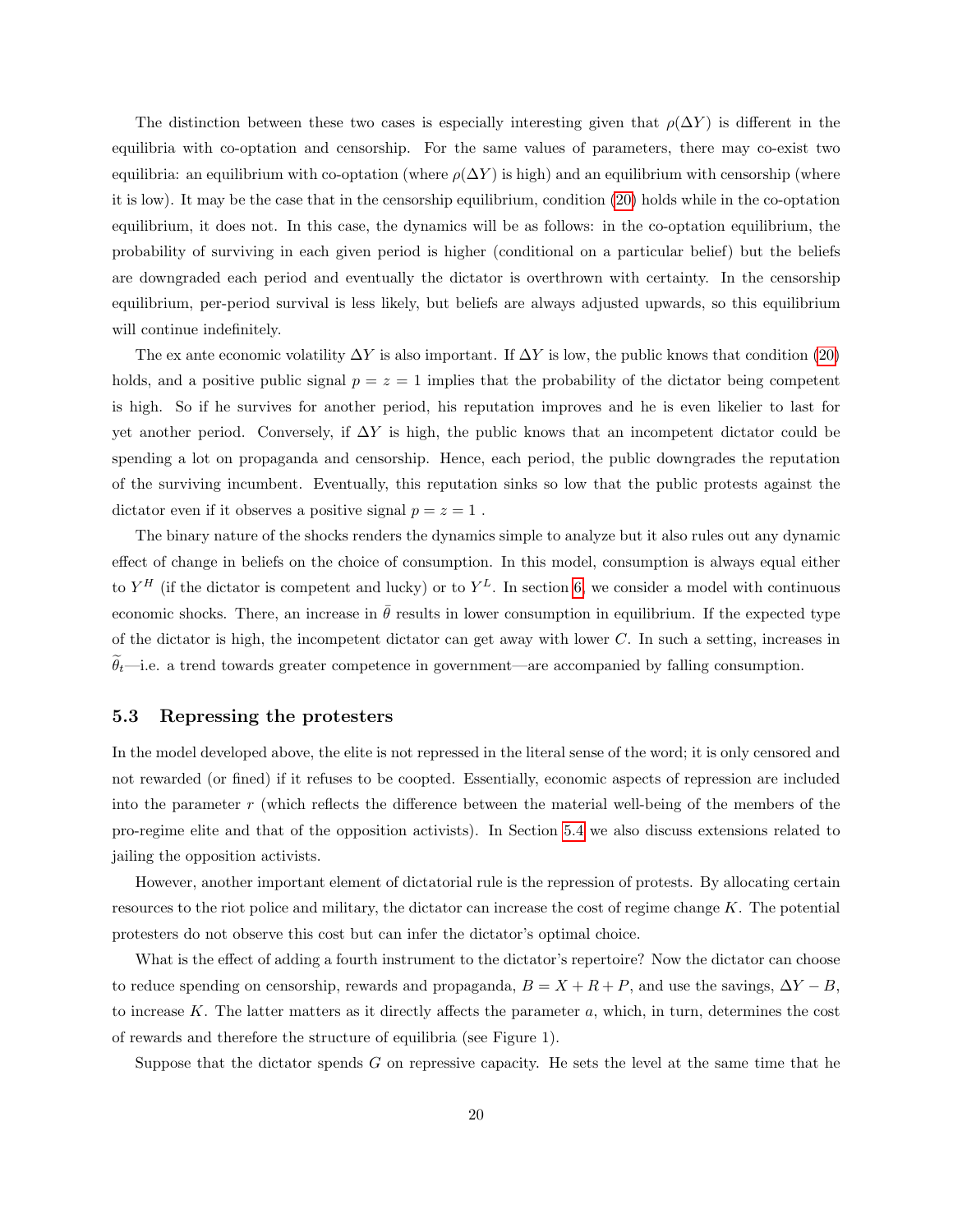The distinction between these two cases is especially interesting given that $\rho(\Delta Y)$ is different in the equilibria with co-optation and censorship. For the same values of parameters, there may co-exist two equilibria: an equilibrium with co-optation (where $\rho(\Delta Y)$ is high) and an equilibrium with censorship (where it is low). It may be the case that in the censorship equilibrium, condition (20) holds while in the co-optation equilibrium, it does not. In this case, the dynamics will be as follows: in the co-optation equilibrium, the probability of surviving in each given period is higher (conditional on a particular belief) but the beliefs are downgraded each period and eventually the dictator is overthrown with certainty. In the censorship equilibrium, per-period survival is less likely, but beliefs are always adjusted upwards, so this equilibrium will continue indefinitely.

The ex ante economic volatility $\Delta Y$ is also important. If $\Delta Y$ is low, the public knows that condition (20) holds, and a positive public signal $p = z = 1$ implies that the probability of the dictator being competent is high. So if he survives for another period, his reputation improves and he is even likelier to last for yet another period. Conversely, if $\Delta Y$ is high, the public knows that an incompetent dictator could be spending a lot on propaganda and censorship. Hence, each period, the public downgrades the reputation of the surviving incumbent. Eventually, this reputation sinks so low that the public protests against the dictator even if it observes a positive signal $p = z = 1$ .

The binary nature of the shocks renders the dynamics simple to analyze but it also rules out any dynamic effect of change in beliefs on the choice of consumption. In this model, consumption is always equal either to $Y^H$ (if the dictator is competent and lucky) or to $Y^L$. In section 6, we consider a model with continuous economic shocks. There, an increase in $\bar{\theta}$ results in lower consumption in equilibrium. If the expected type of the dictator is high, the incompetent dictator can get away with lower $C$. In such a setting, increases in $\widetilde{\theta}_t$—i.e. a trend towards greater competence in government—are accompanied by falling consumption.

### 5.3 Repressing the protesters

In the model developed above, the elite is not repressed in the literal sense of the word; it is only censored and not rewarded (or fined) if it refuses to be coopted. Essentially, economic aspects of repression are included into the parameter $r$ (which reflects the difference between the material well-being of the members of the pro-regime elite and that of the opposition activists). In Section 5.4 we also discuss extensions related to jailing the opposition activists.

However, another important element of dictatorial rule is the repression of protests. By allocating certain resources to the riot police and military, the dictator can increase the cost of regime change $K$. The potential protesters do not observe this cost but can infer the dictator's optimal choice.

What is the effect of adding a fourth instrument to the dictator's repertoire? Now the dictator can choose to reduce spending on censorship, rewards and propaganda, $B = X + R + P$, and use the savings, $\Delta Y - B$, to increase $K$. The latter matters as it directly affects the parameter $a$, which, in turn, determines the cost of rewards and therefore the structure of equilibria (see Figure 1).

Suppose that the dictator spends $G$ on repressive capacity. He sets the level at the same time that he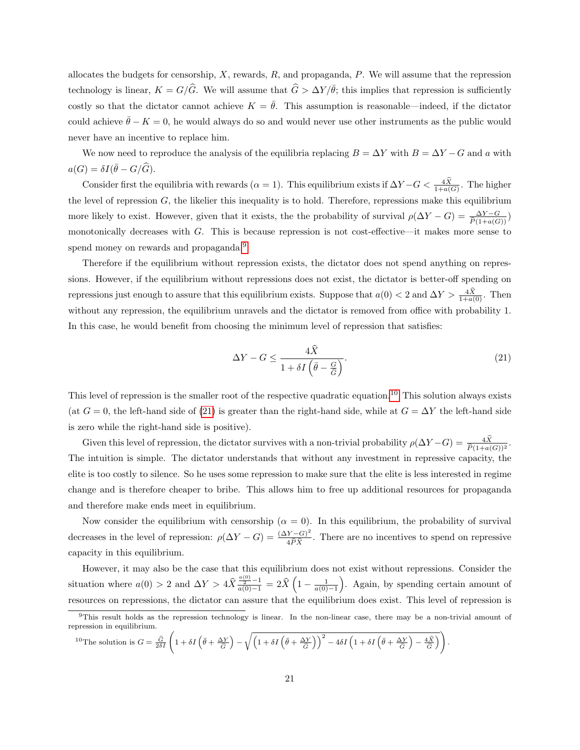allocates the budgets for censorship, $X$, rewards, $R$, and propaganda, $P$. We will assume that the repression technology is linear, $K = G/\widehat{G}$. We will assume that $\widehat{G} > \Delta Y/\bar{\theta}$; this implies that repression is sufficiently costly so that the dictator cannot achieve $K = \bar{\theta}$. This assumption is reasonable—indeed, if the dictator could achieve $\bar{\theta} - K = 0$, he would always do so and would never use other instruments as the public would never have an incentive to replace him.

We now need to reproduce the analysis of the equilibria replacing $B = \Delta Y$ with $B = \Delta Y - G$ and $a$ with $a(G) = \delta I(\bar{\theta} - G/\widehat{G})$.

Consider first the equilibria with rewards ($\alpha = 1$). This equilibrium exists if $\Delta Y - G < \frac{4\widehat{X}}{1+a(G)}$. The higher the level of repression $G$, the likelier this inequality is to hold. Therefore, repressions make this equilibrium more likely to exist. However, given that it exists, the the probability of survival $\rho(\Delta Y - G) = \frac{\Delta Y - G}{\widehat{P}(1+a(G))})$ monotonically decreases with $G$. This is because repression is not cost-effective—it makes more sense to spend money on rewards and propaganda.[9]

Therefore if the equilibrium without repression exists, the dictator does not spend anything on repressions. However, if the equilibrium without repressions does not exist, the dictator is better-off spending on repressions just enough to assure that this equilibrium exists. Suppose that $a(0) < 2$ and $\Delta Y > \frac{4\widehat{X}}{1+a(0)}$. Then without any repression, the equilibrium unravels and the dictator is removed from office with probability 1. In this case, he would benefit from choosing the minimum level of repression that satisfies:

$$\Delta Y - G \leq \frac{4\widehat{X}}{1 + \delta I\left(\bar{\theta} - \frac{G}{\widehat{G}}\right)}. \tag{21}$$

This level of repression is the smaller root of the respective quadratic equation.[10] This solution always exists (at $G = 0$, the left-hand side of (21) is greater than the right-hand side, while at $G = \Delta Y$ the left-hand side is zero while the right-hand side is positive).

Given this level of repression, the dictator survives with a non-trivial probability $\rho(\Delta Y - G) = \frac{4\widehat{X}}{\widehat{P}(1+a(G))^2}$. The intuition is simple. The dictator understands that without any investment in repressive capacity, the elite is too costly to silence. So he uses some repression to make sure that the elite is less interested in regime change and is therefore cheaper to bribe. This allows him to free up additional resources for propaganda and therefore make ends meet in equilibrium.

Now consider the equilibrium with censorship ($\alpha = 0$). In this equilibrium, the probability of survival decreases in the level of repression: $\rho(\Delta Y - G) = \frac{(\Delta Y - G)^2}{4\widehat{P}\widehat{X}}$. There are no incentives to spend on repressive capacity in this equilibrium.

However, it may also be the case that this equilibrium does not exist without repressions. Consider the situation where $a(0) > 2$ and $\Delta Y > 4\widehat{X}\frac{\frac{a(0)}{2} - 1}{a(0) - 1} = 2\widehat{X}\left(1 - \frac{1}{a(0)-1}\right)$. Again, by spending certain amount of resources on repressions, the dictator can assure that the equilibrium does exist. This level of repression is

---

[9] This result holds as the repression technology is linear. In the non-linear case, there may be a non-trivial amount of repression in equilibrium.

[10] The solution is $G = \frac{\widehat{G}}{2\delta I}\left(1 + \delta I\left(\bar{\theta} + \frac{\Delta Y}{\widehat{G}}\right) - \sqrt{\left(1 + \delta I\left(\bar{\theta} + \frac{\Delta Y}{\widehat{G}}\right)\right)^2 - 4\delta I\left(1 + \delta I\left(\bar{\theta} + \frac{\Delta Y}{\widehat{G}}\right) - \frac{4\widehat{X}}{\widehat{G}}\right)}\right)$.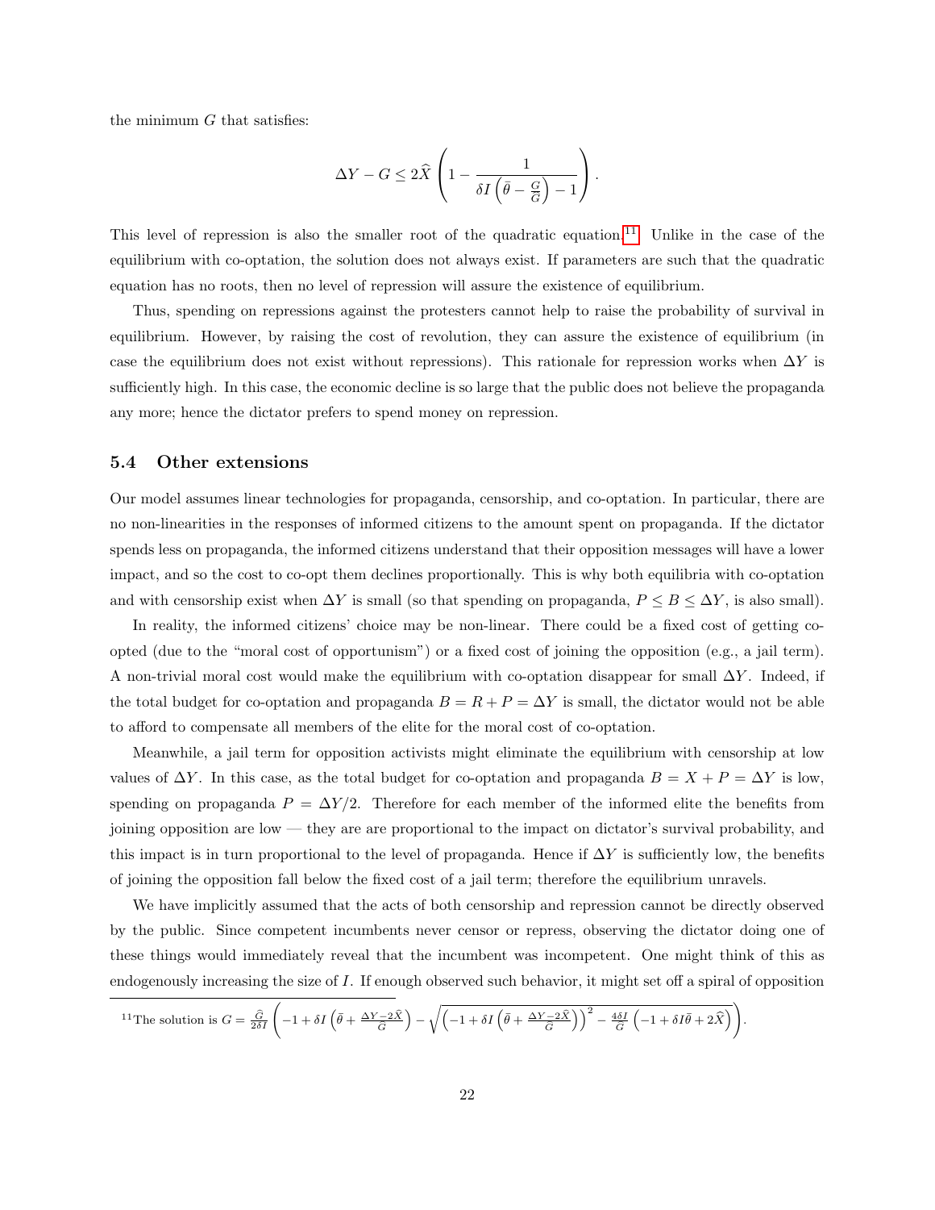the minimum $G$ that satisfies:

$$\Delta Y - G \leq 2\widehat{X}\left(1 - \frac{1}{\delta I\left(\bar{\theta} - \frac{G}{\widehat{G}}\right) - 1}\right).$$

This level of repression is also the smaller root of the quadratic equation.[11] Unlike in the case of the equilibrium with co-optation, the solution does not always exist. If parameters are such that the quadratic equation has no roots, then no level of repression will assure the existence of equilibrium.

Thus, spending on repressions against the protesters cannot help to raise the probability of survival in equilibrium. However, by raising the cost of revolution, they can assure the existence of equilibrium (in case the equilibrium does not exist without repressions). This rationale for repression works when $\Delta Y$ is sufficiently high. In this case, the economic decline is so large that the public does not believe the propaganda any more; hence the dictator prefers to spend money on repression.

### 5.4 Other extensions

Our model assumes linear technologies for propaganda, censorship, and co-optation. In particular, there are no non-linearities in the responses of informed citizens to the amount spent on propaganda. If the dictator spends less on propaganda, the informed citizens understand that their opposition messages will have a lower impact, and so the cost to co-opt them declines proportionally. This is why both equilibria with co-optation and with censorship exist when $\Delta Y$ is small (so that spending on propaganda, $P \leq B \leq \Delta Y$, is also small).

In reality, the informed citizens' choice may be non-linear. There could be a fixed cost of getting co-opted (due to the "moral cost of opportunism") or a fixed cost of joining the opposition (e.g., a jail term). A non-trivial moral cost would make the equilibrium with co-optation disappear for small $\Delta Y$. Indeed, if the total budget for co-optation and propaganda $B = R + P = \Delta Y$ is small, the dictator would not be able to afford to compensate all members of the elite for the moral cost of co-optation.

Meanwhile, a jail term for opposition activists might eliminate the equilibrium with censorship at low values of $\Delta Y$. In this case, as the total budget for co-optation and propaganda $B = X + P = \Delta Y$ is low, spending on propaganda $P = \Delta Y/2$. Therefore for each member of the informed elite the benefits from joining opposition are low — they are are proportional to the impact on dictator's survival probability, and this impact is in turn proportional to the level of propaganda. Hence if $\Delta Y$ is sufficiently low, the benefits of joining the opposition fall below the fixed cost of a jail term; therefore the equilibrium unravels.

We have implicitly assumed that the acts of both censorship and repression cannot be directly observed by the public. Since competent incumbents never censor or repress, observing the dictator doing one of these things would immediately reveal that the incumbent was incompetent. One might think of this as endogenously increasing the size of $I$. If enough observed such behavior, it might set off a spiral of opposition

[11] The solution is $G = \frac{\widehat{G}}{2\delta I}\left(-1 + \delta I\left(\bar{\theta} + \frac{\Delta Y - 2\widehat{X}}{\widehat{G}}\right) - \sqrt{\left(-1 + \delta I\left(\bar{\theta} + \frac{\Delta Y - 2\widehat{X}}{\widehat{G}}\right)\right)^2 - \frac{4\delta I}{\widehat{G}}\left(-1 + \delta I\bar{\theta} + 2\widehat{X}\right)}\right)$.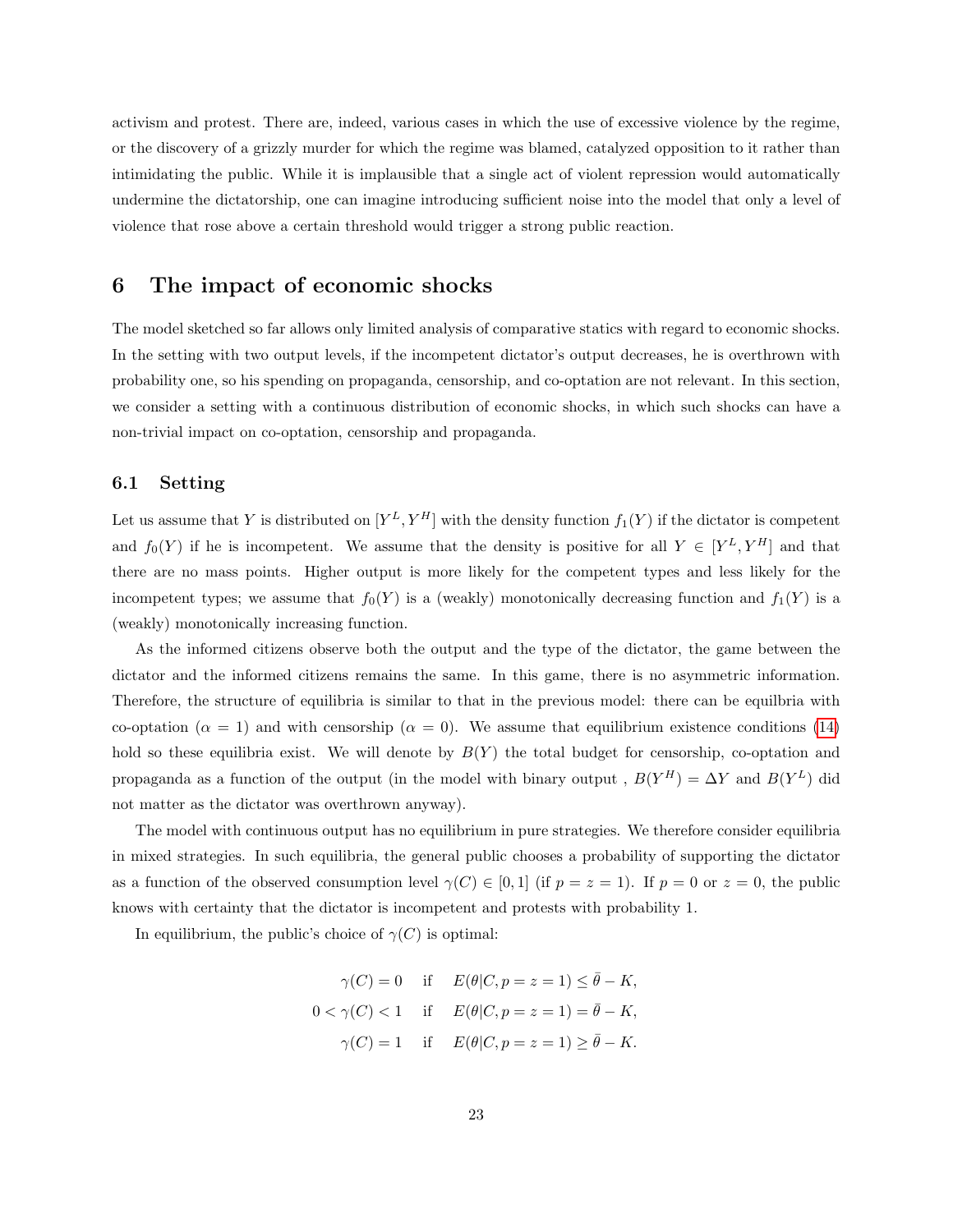activism and protest. There are, indeed, various cases in which the use of excessive violence by the regime, or the discovery of a grizzly murder for which the regime was blamed, catalyzed opposition to it rather than intimidating the public. While it is implausible that a single act of violent repression would automatically undermine the dictatorship, one can imagine introducing sufficient noise into the model that only a level of violence that rose above a certain threshold would trigger a strong public reaction.

# 6 The impact of economic shocks

The model sketched so far allows only limited analysis of comparative statics with regard to economic shocks. In the setting with two output levels, if the incompetent dictator's output decreases, he is overthrown with probability one, so his spending on propaganda, censorship, and co-optation are not relevant. In this section, we consider a setting with a continuous distribution of economic shocks, in which such shocks can have a non-trivial impact on co-optation, censorship and propaganda.

## 6.1 Setting

Let us assume that $Y$ is distributed on $[Y^L, Y^H]$ with the density function $f_1(Y)$ if the dictator is competent and $f_0(Y)$ if he is incompetent. We assume that the density is positive for all $Y \in [Y^L, Y^H]$ and that there are no mass points. Higher output is more likely for the competent types and less likely for the incompetent types; we assume that $f_0(Y)$ is a (weakly) monotonically decreasing function and $f_1(Y)$ is a (weakly) monotonically increasing function.

As the informed citizens observe both the output and the type of the dictator, the game between the dictator and the informed citizens remains the same. In this game, there is no asymmetric information. Therefore, the structure of equilibria is similar to that in the previous model: there can be equilbria with co-optation ($\alpha = 1$) and with censorship ($\alpha = 0$). We assume that equilibrium existence conditions (14) hold so these equilibria exist. We will denote by $B(Y)$ the total budget for censorship, co-optation and propaganda as a function of the output (in the model with binary output , $B(Y^H) = \Delta Y$ and $B(Y^L)$ did not matter as the dictator was overthrown anyway).

The model with continuous output has no equilibrium in pure strategies. We therefore consider equilibria in mixed strategies. In such equilibria, the general public chooses a probability of supporting the dictator as a function of the observed consumption level $\gamma(C) \in [0, 1]$ (if $p = z = 1$). If $p = 0$ or $z = 0$, the public knows with certainty that the dictator is incompetent and protests with probability 1.

In equilibrium, the public's choice of $\gamma(C)$ is optimal:

$$
\begin{aligned}
\gamma(C) = 0 \quad & \text{if} \quad E(\theta|C, p = z = 1) \leq \bar{\theta} - K, \\
0 < \gamma(C) < 1 \quad & \text{if} \quad E(\theta|C, p = z = 1) = \bar{\theta} - K, \\
\gamma(C) = 1 \quad & \text{if} \quad E(\theta|C, p = z = 1) \geq \bar{\theta} - K.
\end{aligned}
$$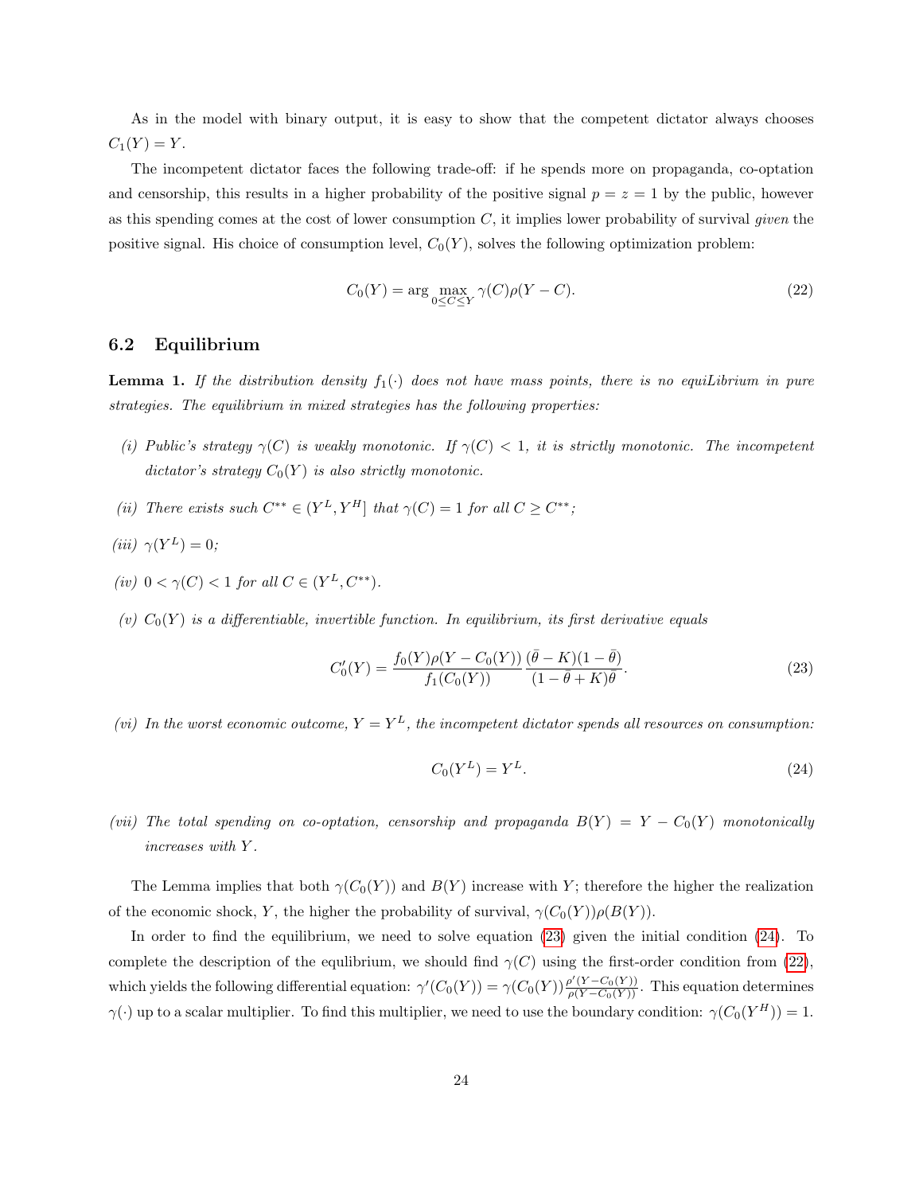As in the model with binary output, it is easy to show that the competent dictator always chooses $C_1(Y) = Y$.

The incompetent dictator faces the following trade-off: if he spends more on propaganda, co-optation and censorship, this results in a higher probability of the positive signal $p = z = 1$ by the public, however as this spending comes at the cost of lower consumption $C$, it implies lower probability of survival *given* the positive signal. His choice of consumption level, $C_0(Y)$, solves the following optimization problem:

$$C_0(Y) = \arg \max_{0 \leq C \leq Y} \gamma(C)\rho(Y - C). \tag{22}$$

## 6.2 Equilibrium

**Lemma 1.** *If the distribution density $f_1(\cdot)$ does not have mass points, there is no equiLibrium in pure strategies. The equilibrium in mixed strategies has the following properties:*

*(i) Public's strategy $\gamma(C)$ is weakly monotonic. If $\gamma(C) < 1$, it is strictly monotonic. The incompetent dictator's strategy $C_0(Y)$ is also strictly monotonic.*

*(ii) There exists such $C^{**} \in (Y^L, Y^H]$ that $\gamma(C) = 1$ for all $C \geq C^{**}$;*

*(iii) $\gamma(Y^L) = 0$;*

*(iv) $0 < \gamma(C) < 1$ for all $C \in (Y^L, C^{**})$.*

*(v) $C_0(Y)$ is a differentiable, invertible function. In equilibrium, its first derivative equals*

$$C_0'(Y) = \frac{f_0(Y)\rho(Y - C_0(Y))}{f_1(C_0(Y))} \frac{(\bar{\theta} - K)(1 - \bar{\theta})}{(1 - \bar{\theta} + K)\bar{\theta}}. \tag{23}$$

*(vi) In the worst economic outcome, $Y = Y^L$, the incompetent dictator spends all resources on consumption:*

$$C_0(Y^L) = Y^L. \tag{24}$$

*(vii) The total spending on co-optation, censorship and propaganda $B(Y) = Y - C_0(Y)$ monotonically increases with $Y$.*

The Lemma implies that both $\gamma(C_0(Y))$ and $B(Y)$ increase with $Y$; therefore the higher the realization of the economic shock, $Y$, the higher the probability of survival, $\gamma(C_0(Y))\rho(B(Y))$.

In order to find the equilibrium, we need to solve equation (23) given the initial condition (24). To complete the description of the equlibrium, we should find $\gamma(C)$ using the first-order condition from (22), which yields the following differential equation: $\gamma'(C_0(Y)) = \gamma(C_0(Y))\frac{\rho'(Y - C_0(Y))}{\rho(Y - C_0(Y))}$. This equation determines $\gamma(\cdot)$ up to a scalar multiplier. To find this multiplier, we need to use the boundary condition: $\gamma(C_0(Y^H)) = 1$.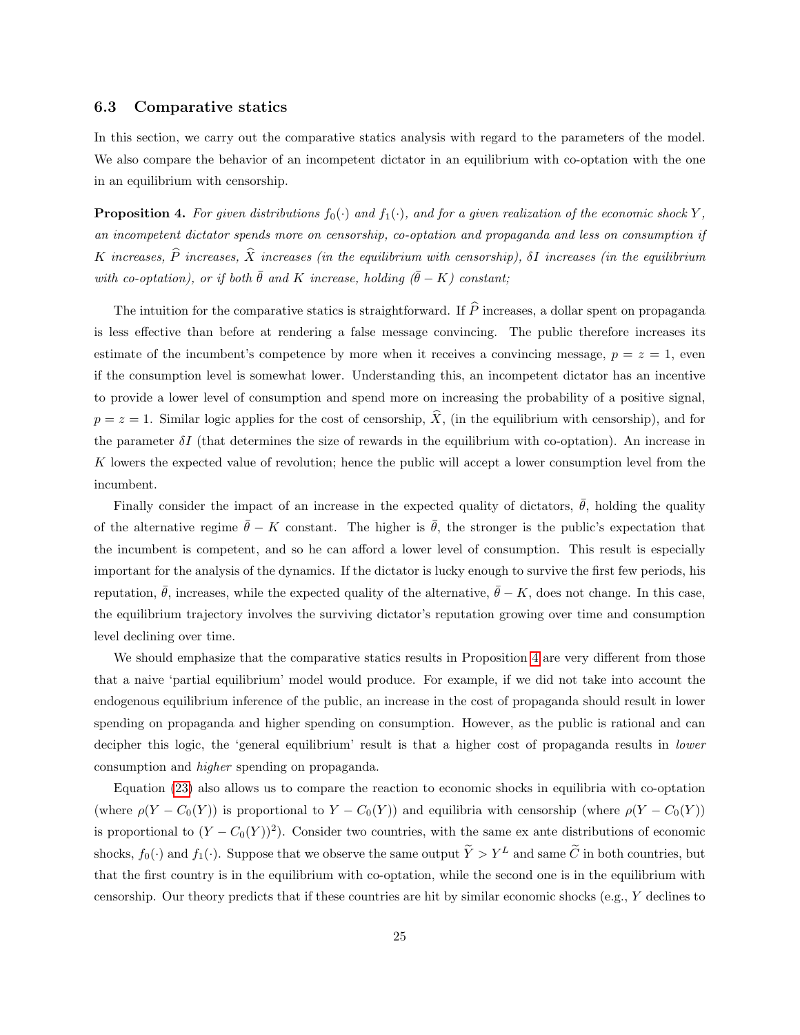### 6.3 Comparative statics

In this section, we carry out the comparative statics analysis with regard to the parameters of the model. We also compare the behavior of an incompetent dictator in an equilibrium with co-optation with the one in an equilibrium with censorship.

**Proposition 4.** *For given distributions $f_0(\cdot)$ and $f_1(\cdot)$, and for a given realization of the economic shock $Y$, an incompetent dictator spends more on censorship, co-optation and propaganda and less on consumption if $K$ increases, $\widehat{P}$ increases, $\widehat{X}$ increases (in the equilibrium with censorship), $\delta I$ increases (in the equilibrium with co-optation), or if both $\bar{\theta}$ and $K$ increase, holding $(\bar{\theta} - K)$ constant;*

The intuition for the comparative statics is straightforward. If $\widehat{P}$ increases, a dollar spent on propaganda is less effective than before at rendering a false message convincing. The public therefore increases its estimate of the incumbent's competence by more when it receives a convincing message, $p = z = 1$, even if the consumption level is somewhat lower. Understanding this, an incompetent dictator has an incentive to provide a lower level of consumption and spend more on increasing the probability of a positive signal, $p = z = 1$. Similar logic applies for the cost of censorship, $\widehat{X}$, (in the equilibrium with censorship), and for the parameter $\delta I$ (that determines the size of rewards in the equilibrium with co-optation). An increase in $K$ lowers the expected value of revolution; hence the public will accept a lower consumption level from the incumbent.

Finally consider the impact of an increase in the expected quality of dictators, $\bar{\theta}$, holding the quality of the alternative regime $\bar{\theta} - K$ constant. The higher is $\bar{\theta}$, the stronger is the public's expectation that the incumbent is competent, and so he can afford a lower level of consumption. This result is especially important for the analysis of the dynamics. If the dictator is lucky enough to survive the first few periods, his reputation, $\bar{\theta}$, increases, while the expected quality of the alternative, $\bar{\theta} - K$, does not change. In this case, the equilibrium trajectory involves the surviving dictator's reputation growing over time and consumption level declining over time.

We should emphasize that the comparative statics results in Proposition 4 are very different from those that a naive 'partial equilibrium' model would produce. For example, if we did not take into account the endogenous equilibrium inference of the public, an increase in the cost of propaganda should result in lower spending on propaganda and higher spending on consumption. However, as the public is rational and can decipher this logic, the 'general equilibrium' result is that a higher cost of propaganda results in *lower* consumption and *higher* spending on propaganda.

Equation (23) also allows us to compare the reaction to economic shocks in equilibria with co-optation (where $\rho(Y - C_0(Y))$ is proportional to $Y - C_0(Y)$) and equilibria with censorship (where $\rho(Y - C_0(Y))$ is proportional to $(Y - C_0(Y))^2$). Consider two countries, with the same ex ante distributions of economic shocks, $f_0(\cdot)$ and $f_1(\cdot)$. Suppose that we observe the same output $\widetilde{Y} > Y^L$ and same $\widetilde{C}$ in both countries, but that the first country is in the equilibrium with co-optation, while the second one is in the equilibrium with censorship. Our theory predicts that if these countries are hit by similar economic shocks (e.g., $Y$ declines to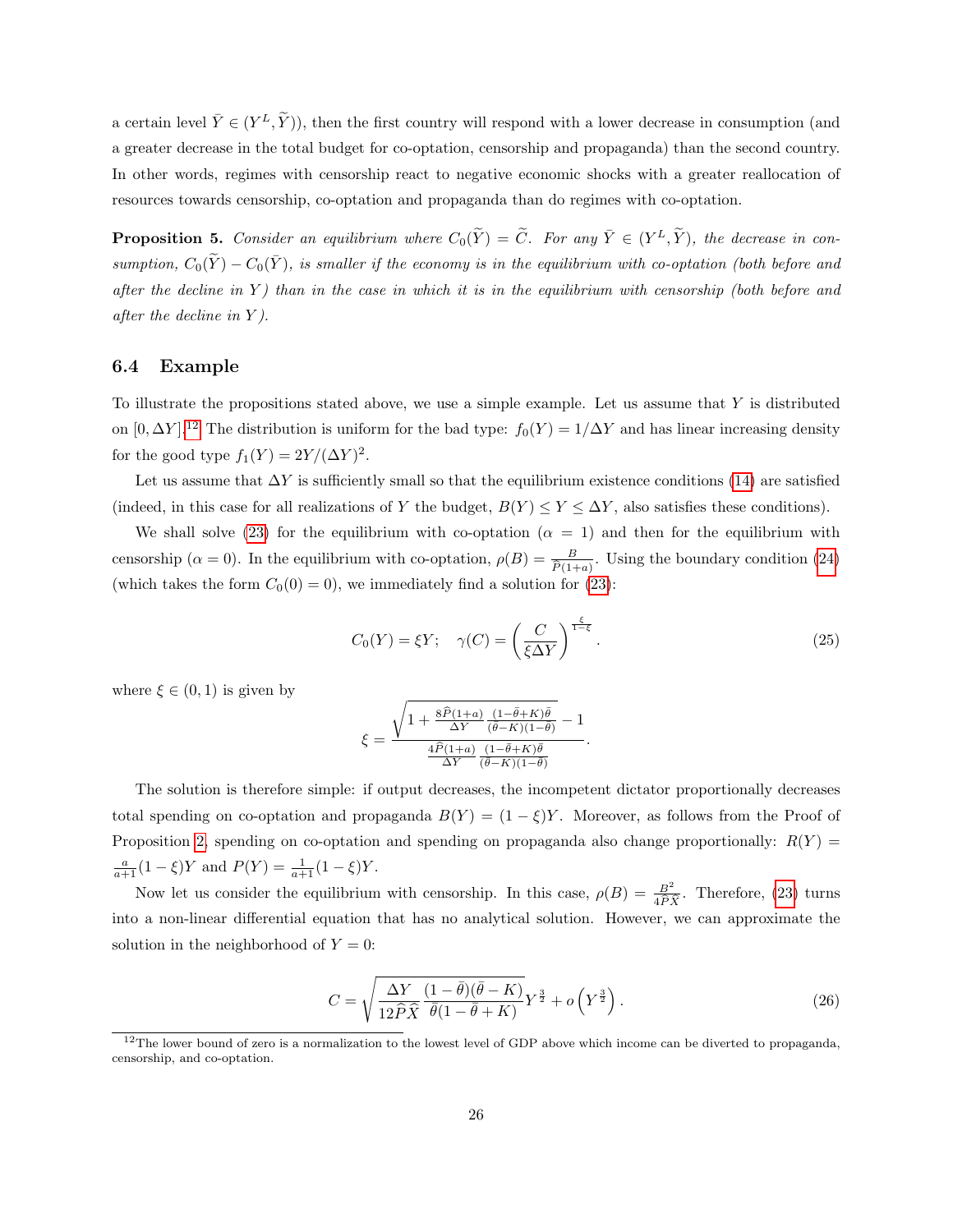a certain level $\bar{Y} \in (Y^L, \widetilde{Y})$), then the first country will respond with a lower decrease in consumption (and a greater decrease in the total budget for co-optation, censorship and propaganda) than the second country. In other words, regimes with censorship react to negative economic shocks with a greater reallocation of resources towards censorship, co-optation and propaganda than do regimes with co-optation.

**Proposition 5.** *Consider an equilibrium where $C_0(\widetilde{Y}) = \widetilde{C}$. For any $\bar{Y} \in (Y^L, \widetilde{Y})$, the decrease in consumption, $C_0(\widetilde{Y}) - C_0(\bar{Y})$, is smaller if the economy is in the equilibrium with co-optation (both before and after the decline in $Y$) than in the case in which it is in the equilibrium with censorship (both before and after the decline in $Y$).*

## 6.4 Example

To illustrate the propositions stated above, we use a simple example. Let us assume that $Y$ is distributed on $[0, \Delta Y]$.[12] The distribution is uniform for the bad type: $f_0(Y) = 1/\Delta Y$ and has linear increasing density for the good type $f_1(Y) = 2Y/(\Delta Y)^2$.

Let us assume that $\Delta Y$ is sufficiently small so that the equilibrium existence conditions (14) are satisfied (indeed, in this case for all realizations of $Y$ the budget, $B(Y) \leq Y \leq \Delta Y$, also satisfies these conditions).

We shall solve (23) for the equilibrium with co-optation ($\alpha = 1$) and then for the equilibrium with censorship ($\alpha = 0$). In the equilibrium with co-optation, $\rho(B) = \frac{B}{\widehat{P}(1+a)}$. Using the boundary condition (24) (which takes the form $C_0(0) = 0$), we immediately find a solution for (23):

$$C_0(Y) = \xi Y; \quad \gamma(C) = \left(\frac{C}{\xi \Delta Y}\right)^{\frac{\xi}{1-\xi}}. \tag{25}$$

where $\xi \in (0, 1)$ is given by

$$\xi = \frac{\sqrt{1 + \frac{8\widehat{P}(1+a)}{\Delta Y}\frac{(1-\bar{\theta}+K)\bar{\theta}}{(\bar{\theta}-K)(1-\bar{\theta})}} - 1}{\frac{4\widehat{P}(1+a)}{\Delta Y}\frac{(1-\bar{\theta}+K)\bar{\theta}}{(\bar{\theta}-K)(1-\bar{\theta})}}.$$

The solution is therefore simple: if output decreases, the incompetent dictator proportionally decreases total spending on co-optation and propaganda $B(Y) = (1-\xi)Y$. Moreover, as follows from the Proof of Proposition 2, spending on co-optation and spending on propaganda also change proportionally: $R(Y) = \frac{a}{a+1}(1-\xi)Y$ and $P(Y) = \frac{1}{a+1}(1-\xi)Y$.

Now let us consider the equilibrium with censorship. In this case, $\rho(B) = \frac{B^2}{4\widehat{P}\widehat{X}}$. Therefore, (23) turns into a non-linear differential equation that has no analytical solution. However, we can approximate the solution in the neighborhood of $Y = 0$:

$$C = \sqrt{\frac{\Delta Y}{12\widehat{P}\widehat{X}}\frac{(1-\bar{\theta})(\bar{\theta}-K)}{\bar{\theta}(1-\bar{\theta}+K)}}Y^{\frac{3}{2}} + o\left(Y^{\frac{3}{2}}\right). \tag{26}$$

[12] The lower bound of zero is a normalization to the lowest level of GDP above which income can be diverted to propaganda, censorship, and co-optation.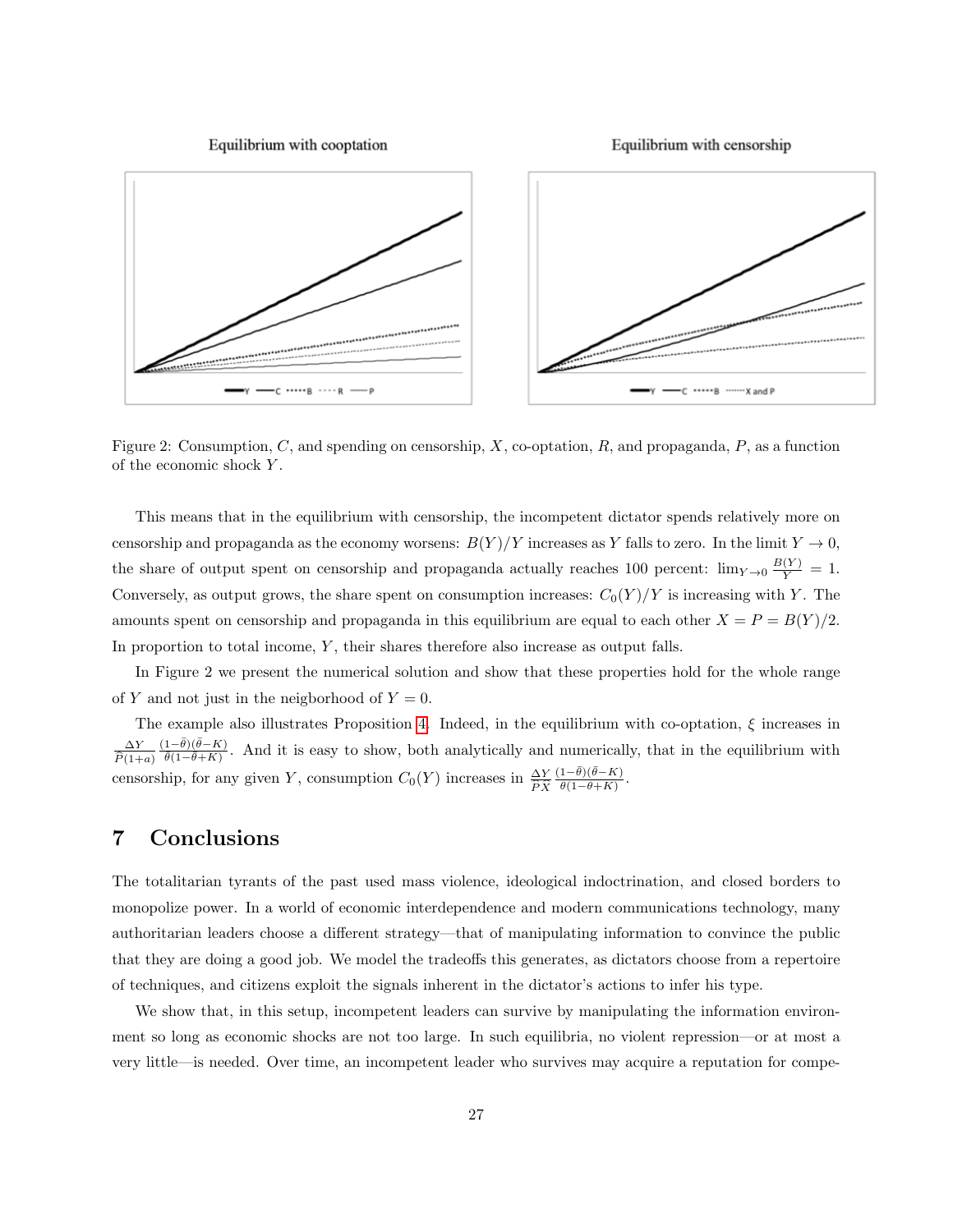Equilibrium with cooptation

Equilibrium with censorship

Figure 2: Consumption, $C$, and spending on censorship, $X$, co-optation, $R$, and propaganda, $P$, as a function of the economic shock $Y$.

This means that in the equilibrium with censorship, the incompetent dictator spends relatively more on censorship and propaganda as the economy worsens: $B(Y)/Y$ increases as $Y$ falls to zero. In the limit $Y \to 0$, the share of output spent on censorship and propaganda actually reaches 100 percent: $\lim_{Y\to 0} \frac{B(Y)}{Y} = 1$. Conversely, as output grows, the share spent on consumption increases: $C_0(Y)/Y$ is increasing with $Y$. The amounts spent on censorship and propaganda in this equilibrium are equal to each other $X = P = B(Y)/2$. In proportion to total income, $Y$, their shares therefore also increase as output falls.

In Figure 2 we present the numerical solution and show that these properties hold for the whole range of $Y$ and not just in the neigborhood of $Y = 0$.

The example also illustrates Proposition 4. Indeed, in the equilibrium with co-optation, $\xi$ increases in $\frac{\Delta Y}{\widehat{P}(1+a)} \frac{(1-\bar{\theta})(\bar{\theta}-K)}{\theta(1-\theta+K)}$. And it is easy to show, both analytically and numerically, that in the equilibrium with censorship, for any given $Y$, consumption $C_0(Y)$ increases in $\frac{\Delta Y}{\widehat{P}\widehat{X}} \frac{(1-\bar{\theta})(\bar{\theta}-K)}{\theta(1-\theta+K)}$.

## 7 Conclusions

The totalitarian tyrants of the past used mass violence, ideological indoctrination, and closed borders to monopolize power. In a world of economic interdependence and modern communications technology, many authoritarian leaders choose a different strategy—that of manipulating information to convince the public that they are doing a good job. We model the tradeoffs this generates, as dictators choose from a repertoire of techniques, and citizens exploit the signals inherent in the dictator's actions to infer his type.

We show that, in this setup, incompetent leaders can survive by manipulating the information environment so long as economic shocks are not too large. In such equilibria, no violent repression—or at most a very little—is needed. Over time, an incompetent leader who survives may acquire a reputation for compe-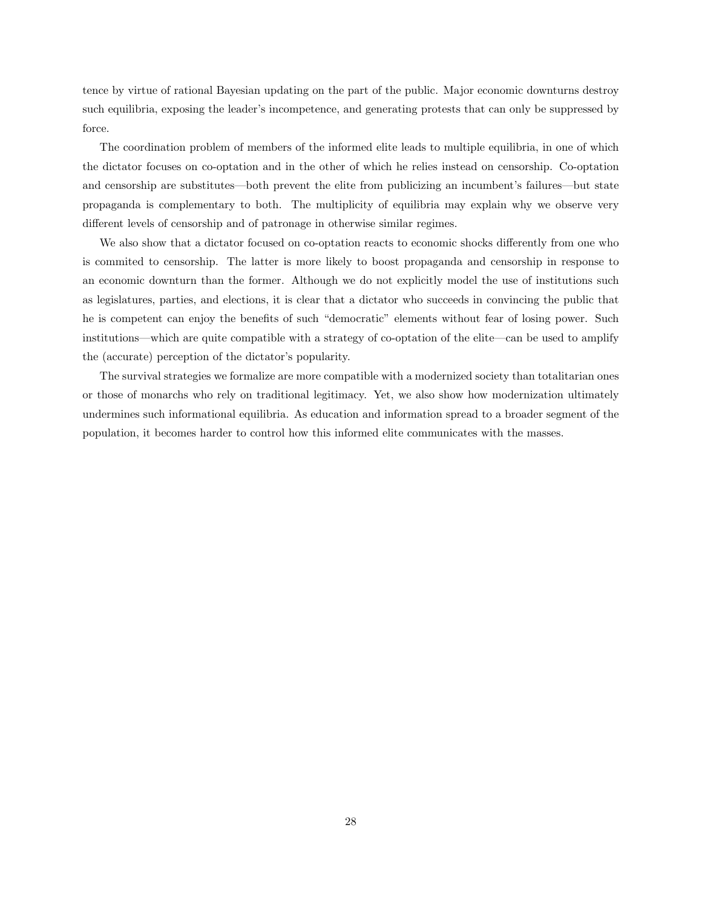tence by virtue of rational Bayesian updating on the part of the public. Major economic downturns destroy such equilibria, exposing the leader's incompetence, and generating protests that can only be suppressed by force.

The coordination problem of members of the informed elite leads to multiple equilibria, in one of which the dictator focuses on co-optation and in the other of which he relies instead on censorship. Co-optation and censorship are substitutes—both prevent the elite from publicizing an incumbent's failures—but state propaganda is complementary to both. The multiplicity of equilibria may explain why we observe very different levels of censorship and of patronage in otherwise similar regimes.

We also show that a dictator focused on co-optation reacts to economic shocks differently from one who is commited to censorship. The latter is more likely to boost propaganda and censorship in response to an economic downturn than the former. Although we do not explicitly model the use of institutions such as legislatures, parties, and elections, it is clear that a dictator who succeeds in convincing the public that he is competent can enjoy the benefits of such "democratic" elements without fear of losing power. Such institutions—which are quite compatible with a strategy of co-optation of the elite—can be used to amplify the (accurate) perception of the dictator's popularity.

The survival strategies we formalize are more compatible with a modernized society than totalitarian ones or those of monarchs who rely on traditional legitimacy. Yet, we also show how modernization ultimately undermines such informational equilibria. As education and information spread to a broader segment of the population, it becomes harder to control how this informed elite communicates with the masses.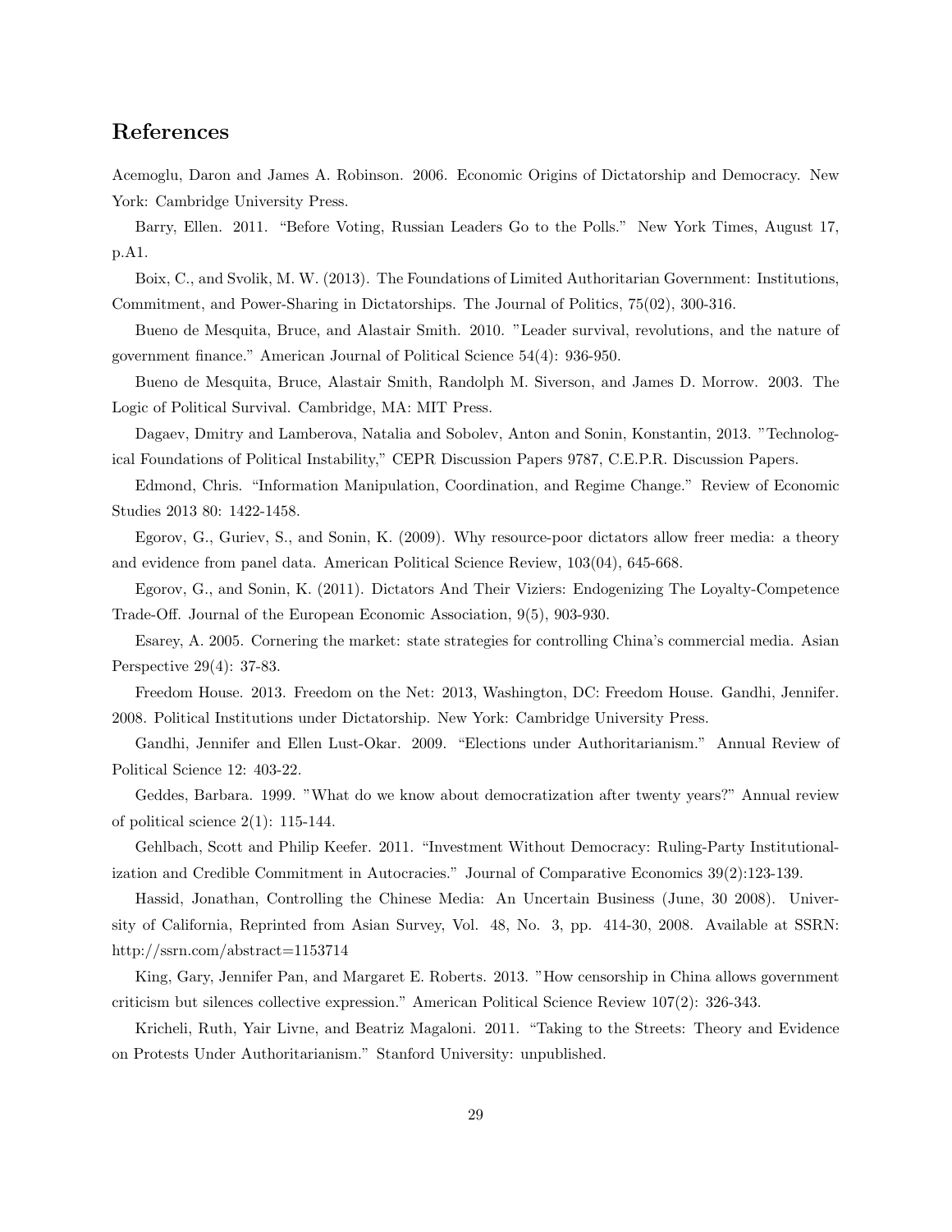## References

Acemoglu, Daron and James A. Robinson. 2006. Economic Origins of Dictatorship and Democracy. New York: Cambridge University Press.

Barry, Ellen. 2011. "Before Voting, Russian Leaders Go to the Polls." New York Times, August 17, p.A1.

Boix, C., and Svolik, M. W. (2013). The Foundations of Limited Authoritarian Government: Institutions, Commitment, and Power-Sharing in Dictatorships. The Journal of Politics, 75(02), 300-316.

Bueno de Mesquita, Bruce, and Alastair Smith. 2010. "Leader survival, revolutions, and the nature of government finance." American Journal of Political Science 54(4): 936-950.

Bueno de Mesquita, Bruce, Alastair Smith, Randolph M. Siverson, and James D. Morrow. 2003. The Logic of Political Survival. Cambridge, MA: MIT Press.

Dagaev, Dmitry and Lamberova, Natalia and Sobolev, Anton and Sonin, Konstantin, 2013. "Technological Foundations of Political Instability," CEPR Discussion Papers 9787, C.E.P.R. Discussion Papers.

Edmond, Chris. "Information Manipulation, Coordination, and Regime Change." Review of Economic Studies 2013 80: 1422-1458.

Egorov, G., Guriev, S., and Sonin, K. (2009). Why resource-poor dictators allow freer media: a theory and evidence from panel data. American Political Science Review, 103(04), 645-668.

Egorov, G., and Sonin, K. (2011). Dictators And Their Viziers: Endogenizing The Loyalty-Competence Trade-Off. Journal of the European Economic Association, 9(5), 903-930.

Esarey, A. 2005. Cornering the market: state strategies for controlling China's commercial media. Asian Perspective 29(4): 37-83.

Freedom House. 2013. Freedom on the Net: 2013, Washington, DC: Freedom House. Gandhi, Jennifer. 2008. Political Institutions under Dictatorship. New York: Cambridge University Press.

Gandhi, Jennifer and Ellen Lust-Okar. 2009. "Elections under Authoritarianism." Annual Review of Political Science 12: 403-22.

Geddes, Barbara. 1999. "What do we know about democratization after twenty years?" Annual review of political science 2(1): 115-144.

Gehlbach, Scott and Philip Keefer. 2011. "Investment Without Democracy: Ruling-Party Institutionalization and Credible Commitment in Autocracies." Journal of Comparative Economics 39(2):123-139.

Hassid, Jonathan, Controlling the Chinese Media: An Uncertain Business (June, 30 2008). University of California, Reprinted from Asian Survey, Vol. 48, No. 3, pp. 414-30, 2008. Available at SSRN: http://ssrn.com/abstract=1153714

King, Gary, Jennifer Pan, and Margaret E. Roberts. 2013. "How censorship in China allows government criticism but silences collective expression." American Political Science Review 107(2): 326-343.

Kricheli, Ruth, Yair Livne, and Beatriz Magaloni. 2011. "Taking to the Streets: Theory and Evidence on Protests Under Authoritarianism." Stanford University: unpublished.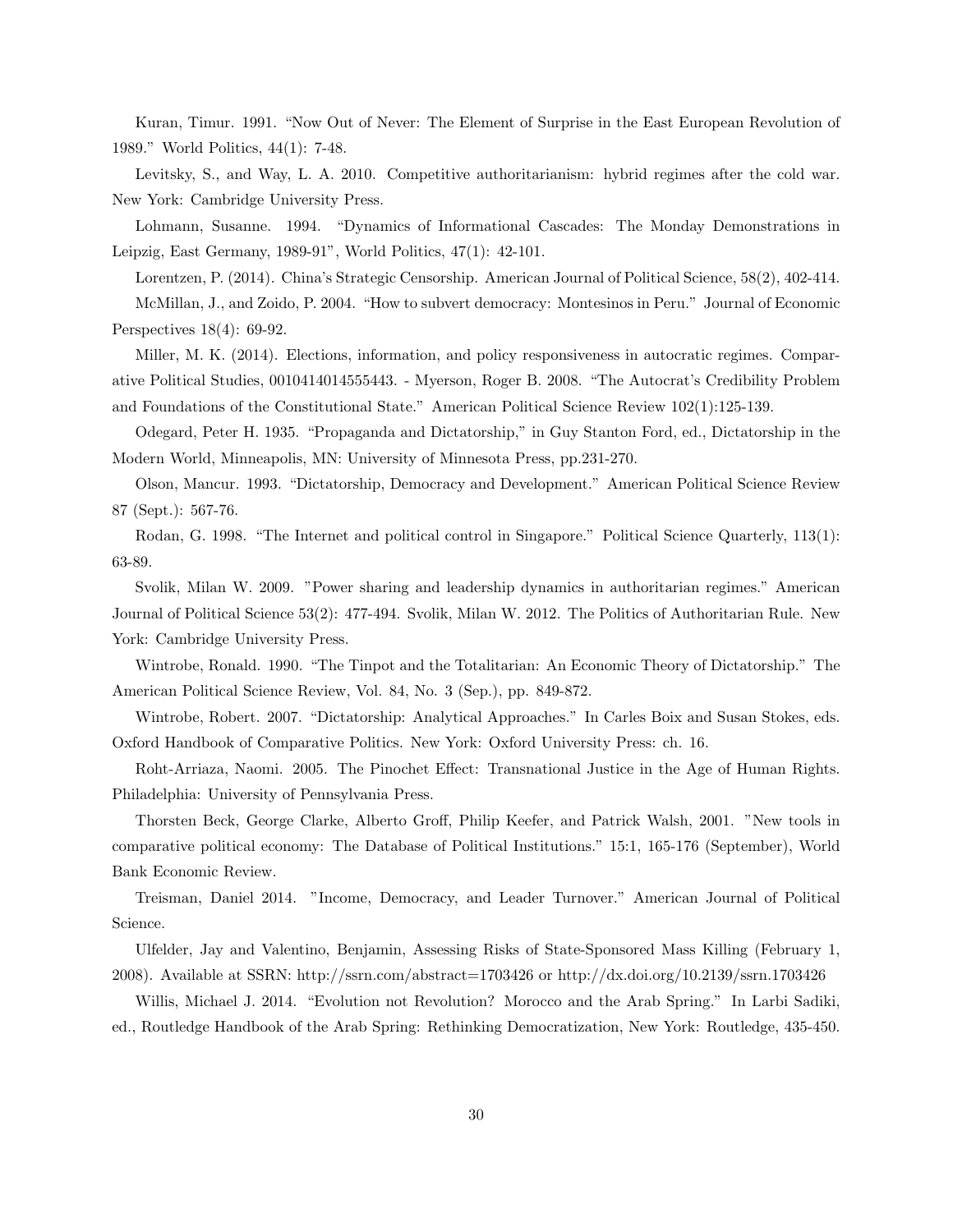Kuran, Timur. 1991. "Now Out of Never: The Element of Surprise in the East European Revolution of 1989." World Politics, 44(1): 7-48.

Levitsky, S., and Way, L. A. 2010. Competitive authoritarianism: hybrid regimes after the cold war. New York: Cambridge University Press.

Lohmann, Susanne. 1994. "Dynamics of Informational Cascades: The Monday Demonstrations in Leipzig, East Germany, 1989-91", World Politics, 47(1): 42-101.

Lorentzen, P. (2014). China's Strategic Censorship. American Journal of Political Science, 58(2), 402-414.

McMillan, J., and Zoido, P. 2004. "How to subvert democracy: Montesinos in Peru." Journal of Economic Perspectives 18(4): 69-92.

Miller, M. K. (2014). Elections, information, and policy responsiveness in autocratic regimes. Comparative Political Studies, 0010414014555443. - Myerson, Roger B. 2008. "The Autocrat's Credibility Problem and Foundations of the Constitutional State." American Political Science Review 102(1):125-139.

Odegard, Peter H. 1935. "Propaganda and Dictatorship," in Guy Stanton Ford, ed., Dictatorship in the Modern World, Minneapolis, MN: University of Minnesota Press, pp.231-270.

Olson, Mancur. 1993. "Dictatorship, Democracy and Development." American Political Science Review 87 (Sept.): 567-76.

Rodan, G. 1998. "The Internet and political control in Singapore." Political Science Quarterly, 113(1): 63-89.

Svolik, Milan W. 2009. "Power sharing and leadership dynamics in authoritarian regimes." American Journal of Political Science 53(2): 477-494. Svolik, Milan W. 2012. The Politics of Authoritarian Rule. New York: Cambridge University Press.

Wintrobe, Ronald. 1990. "The Tinpot and the Totalitarian: An Economic Theory of Dictatorship." The American Political Science Review, Vol. 84, No. 3 (Sep.), pp. 849-872.

Wintrobe, Robert. 2007. "Dictatorship: Analytical Approaches." In Carles Boix and Susan Stokes, eds. Oxford Handbook of Comparative Politics. New York: Oxford University Press: ch. 16.

Roht-Arriaza, Naomi. 2005. The Pinochet Effect: Transnational Justice in the Age of Human Rights. Philadelphia: University of Pennsylvania Press.

Thorsten Beck, George Clarke, Alberto Groff, Philip Keefer, and Patrick Walsh, 2001. "New tools in comparative political economy: The Database of Political Institutions." 15:1, 165-176 (September), World Bank Economic Review.

Treisman, Daniel 2014. "Income, Democracy, and Leader Turnover." American Journal of Political Science.

Ulfelder, Jay and Valentino, Benjamin, Assessing Risks of State-Sponsored Mass Killing (February 1, 2008). Available at SSRN: http://ssrn.com/abstract=1703426 or http://dx.doi.org/10.2139/ssrn.1703426

Willis, Michael J. 2014. "Evolution not Revolution? Morocco and the Arab Spring." In Larbi Sadiki, ed., Routledge Handbook of the Arab Spring: Rethinking Democratization, New York: Routledge, 435-450.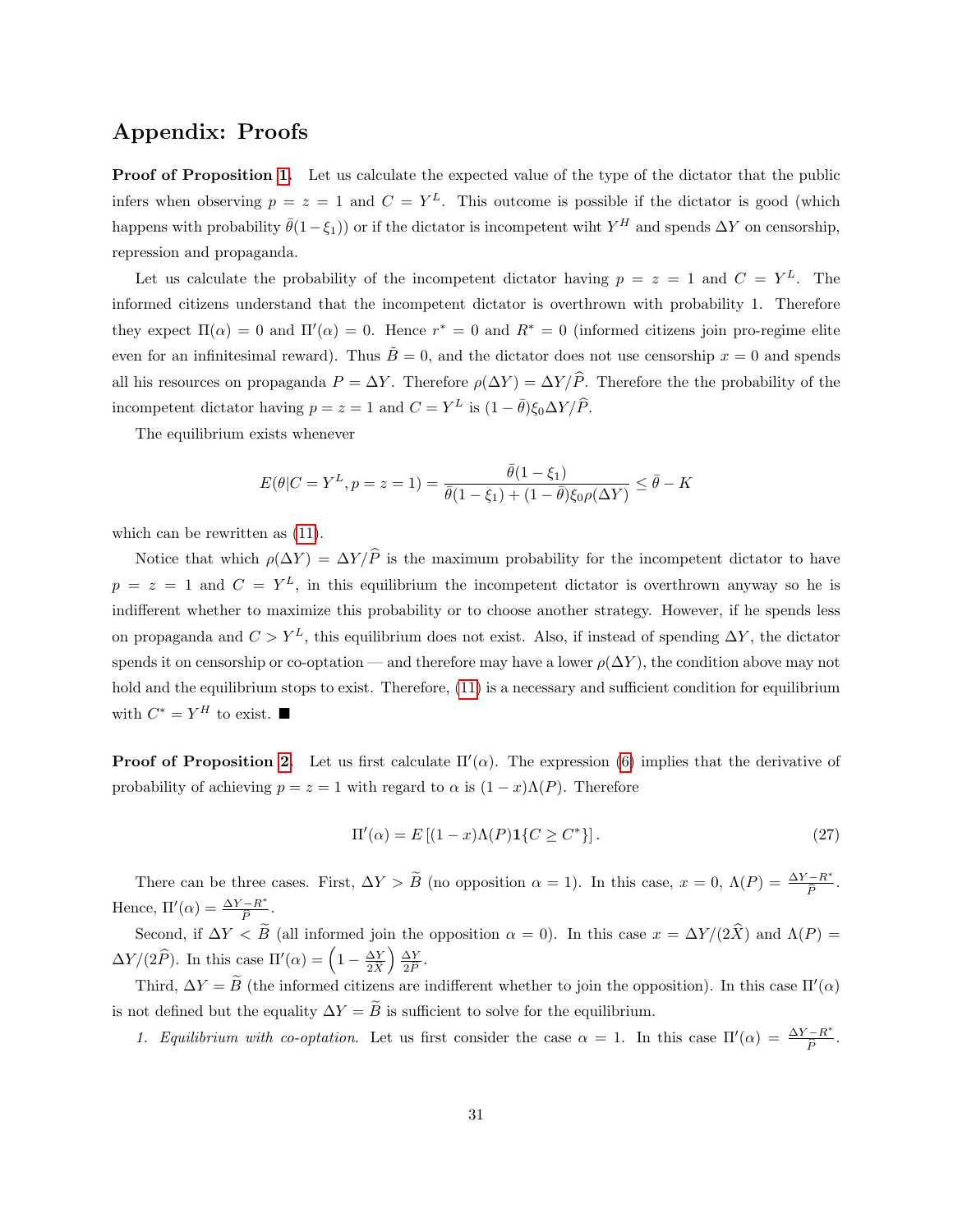# Appendix: Proofs

**Proof of Proposition 1.** Let us calculate the expected value of the type of the dictator that the public infers when observing $p = z = 1$ and $C = Y^L$. This outcome is possible if the dictator is good (which happens with probability $\bar{\theta}(1-\xi_1)$) or if the dictator is incompetent wiht $Y^H$ and spends $\Delta Y$ on censorship, repression and propaganda.

Let us calculate the probability of the incompetent dictator having $p = z = 1$ and $C = Y^L$. The informed citizens understand that the incompetent dictator is overthrown with probability 1. Therefore they expect $\Pi(\alpha) = 0$ and $\Pi'(\alpha) = 0$. Hence $r^* = 0$ and $R^* = 0$ (informed citizens join pro-regime elite even for an infinitesimal reward). Thus $\tilde{B} = 0$, and the dictator does not use censorship $x = 0$ and spends all his resources on propaganda $P = \Delta Y$. Therefore $\rho(\Delta Y) = \Delta Y/\widehat{P}$. Therefore the the probability of the incompetent dictator having $p = z = 1$ and $C = Y^L$ is $(1-\bar{\theta})\xi_0 \Delta Y/\widehat{P}$.

The equilibrium exists whenever

$$E(\theta|C = Y^L, p = z = 1) = \frac{\bar{\theta}(1-\xi_1)}{\bar{\theta}(1-\xi_1) + (1-\bar{\theta})\xi_0\rho(\Delta Y)} \leq \bar{\theta} - K$$

which can be rewritten as (11).

Notice that which $\rho(\Delta Y) = \Delta Y/\widehat{P}$ is the maximum probability for the incompetent dictator to have $p = z = 1$ and $C = Y^L$, in this equilibrium the incompetent dictator is overthrown anyway so he is indifferent whether to maximize this probability or to choose another strategy. However, if he spends less on propaganda and $C > Y^L$, this equilibrium does not exist. Also, if instead of spending $\Delta Y$, the dictator spends it on censorship or co-optation — and therefore may have a lower $\rho(\Delta Y)$, the condition above may not hold and the equilibrium stops to exist. Therefore, (11) is a necessary and sufficient condition for equilibrium with $C^* = Y^H$ to exist. ■

**Proof of Proposition 2.** Let us first calculate $\Pi'(\alpha)$. The expression (6) implies that the derivative of probability of achieving $p = z = 1$ with regard to $\alpha$ is $(1-x)\Lambda(P)$. Therefore

$$\Pi'(\alpha) = E\left[(1-x)\Lambda(P)\mathbf{1}\{C \geq C^*\}\right]. \tag{27}$$

There can be three cases. First, $\Delta Y > \widetilde{B}$ (no opposition $\alpha = 1$). In this case, $x = 0$, $\Lambda(P) = \frac{\Delta Y - R^*}{\widehat{P}}$. Hence, $\Pi'(\alpha) = \frac{\Delta Y - R^*}{\widehat{P}}$.

Second, if $\Delta Y < \widetilde{B}$ (all informed join the opposition $\alpha = 0$). In this case $x = \Delta Y/(2\widehat{X})$ and $\Lambda(P) = \Delta Y/(2\widehat{P})$. In this case $\Pi'(\alpha) = \left(1 - \frac{\Delta Y}{2\widehat{X}}\right)\frac{\Delta Y}{2\widehat{P}}$.

Third, $\Delta Y = \widetilde{B}$ (the informed citizens are indifferent whether to join the opposition). In this case $\Pi'(\alpha)$ is not defined but the equality $\Delta Y = \widetilde{B}$ is sufficient to solve for the equilibrium.

1. *Equilibrium with co-optation.* Let us first consider the case $\alpha = 1$. In this case $\Pi'(\alpha) = \frac{\Delta Y - R^*}{\widehat{P}}$.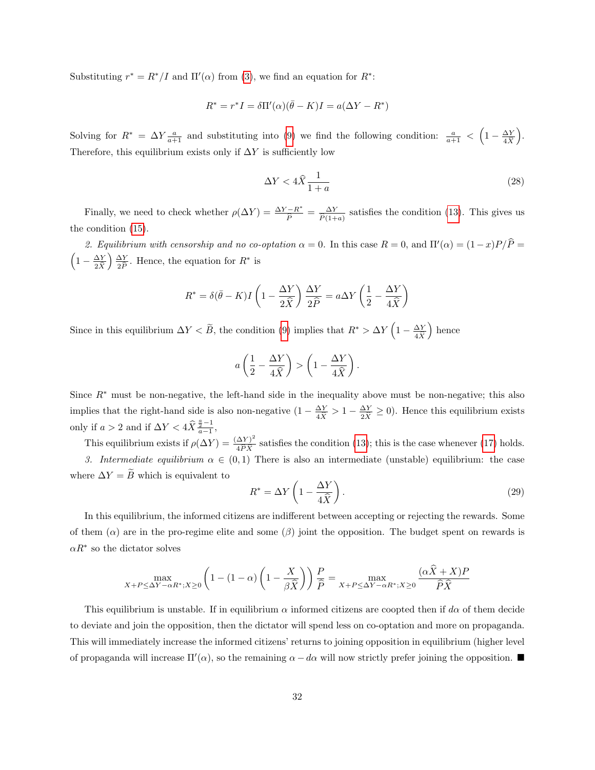Substituting $r^* = R^*/I$ and $\Pi'(\alpha)$ from (3), we find an equation for $R^*$:

$$R^* = r^* I = \delta \Pi'(\alpha)(\bar{\theta} - K)I = a(\Delta Y - R^*)$$

Solving for $R^* = \Delta Y \frac{a}{a+1}$ and substituting into (9) we find the following condition: $\frac{a}{a+1} < \left(1 - \frac{\Delta Y}{4\widehat{X}}\right)$. Therefore, this equilibrium exists only if $\Delta Y$ is sufficiently low

$$\Delta Y < 4\widehat{X} \frac{1}{1+a} \tag{28}$$

Finally, we need to check whether $\rho(\Delta Y) = \frac{\Delta Y - R^*}{\widehat{P}} = \frac{\Delta Y}{\widehat{P}(1+a)}$ satisfies the condition (13). This gives us the condition (15).

*2. Equilibrium with censorship and no co-optation* $\alpha = 0$. In this case $R = 0$, and $\Pi'(\alpha) = (1-x)P/\widehat{P} = \left(1 - \frac{\Delta Y}{2\widehat{X}}\right) \frac{\Delta Y}{2\widehat{P}}$. Hence, the equation for $R^*$ is

$$R^* = \delta(\bar{\theta} - K)I \left(1 - \frac{\Delta Y}{2\widehat{X}}\right) \frac{\Delta Y}{2\widehat{P}} = a\Delta Y \left(\frac{1}{2} - \frac{\Delta Y}{4\widehat{X}}\right)$$

Since in this equilibrium $\Delta Y < \widetilde{B}$, the condition (9) implies that $R^* > \Delta Y \left(1 - \frac{\Delta Y}{4\widehat{X}}\right)$ hence

$$a\left(\frac{1}{2} - \frac{\Delta Y}{4\widehat{X}}\right) > \left(1 - \frac{\Delta Y}{4\widehat{X}}\right).$$

Since $R^*$ must be non-negative, the left-hand side in the inequality above must be non-negative; this also implies that the right-hand side is also non-negative ($1 - \frac{\Delta Y}{4\widehat{X}} > 1 - \frac{\Delta Y}{2\widehat{X}} \geq 0$). Hence this equilibrium exists only if $a > 2$ and if $\Delta Y < 4\widehat{X} \frac{\frac{a}{2} - 1}{a - 1}$,

This equilibrium exists if $\rho(\Delta Y) = \frac{(\Delta Y)^2}{4\widehat{P}\widehat{X}}$ satisfies the condition (13); this is the case whenever (17) holds.

*3. Intermediate equilibrium* $\alpha \in (0, 1)$ There is also an intermediate (unstable) equilibrium: the case where $\Delta Y = \widetilde{B}$ which is equivalent to

$$R^* = \Delta Y \left(1 - \frac{\Delta Y}{4\widehat{X}}\right). \tag{29}$$

In this equilibrium, the informed citizens are indifferent between accepting or rejecting the rewards. Some of them ($\alpha$) are in the pro-regime elite and some ($\beta$) joint the opposition. The budget spent on rewards is $\alpha R^*$ so the dictator solves

$$\max_{X + P \leq \Delta Y - \alpha R^*; X \geq 0} \left(1 - (1-\alpha)\left(1 - \frac{X}{\beta \widehat{X}}\right)\right) \frac{P}{\widehat{P}} = \max_{X + P \leq \Delta Y - \alpha R^*; X \geq 0} \frac{(\alpha \widehat{X} + X)P}{\widehat{P}\widehat{X}}$$

This equilibrium is unstable. If in equilibrium $\alpha$ informed citizens are coopted then if $d\alpha$ of them decide to deviate and join the opposition, then the dictator will spend less on co-optation and more on propaganda. This will immediately increase the informed citizens' returns to joining opposition in equilibrium (higher level of propaganda will increase $\Pi'(\alpha)$, so the remaining $\alpha - d\alpha$ will now strictly prefer joining the opposition. ■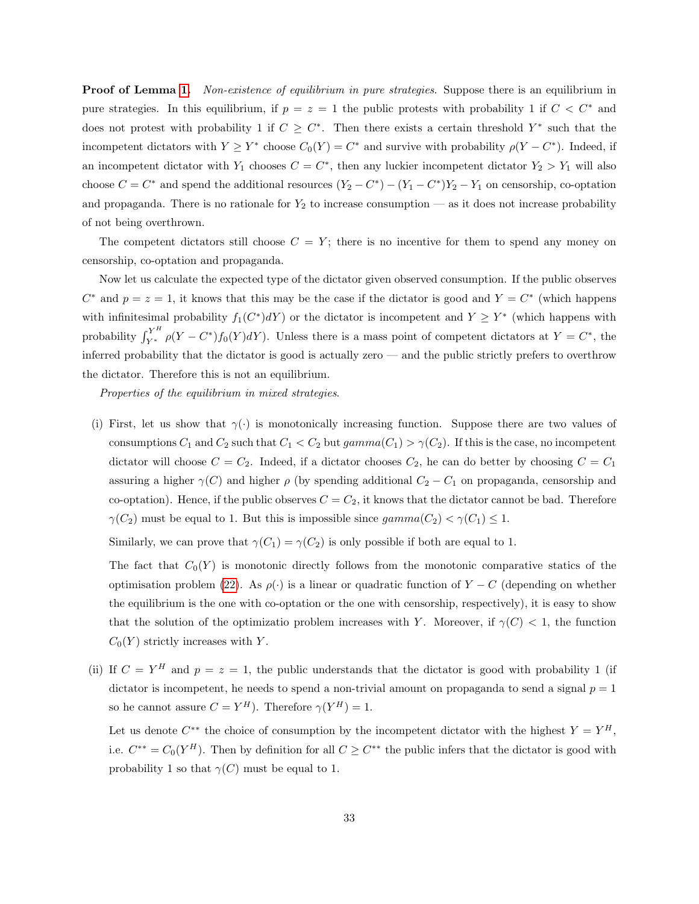**Proof of Lemma 1.** *Non-existence of equilibrium in pure strategies.* Suppose there is an equilibrium in pure strategies. In this equilibrium, if $p = z = 1$ the public protests with probability 1 if $C < C^*$ and does not protest with probability 1 if $C \geq C^*$. Then there exists a certain threshold $Y^*$ such that the incompetent dictators with $Y \geq Y^*$ choose $C_0(Y) = C^*$ and survive with probability $\rho(Y - C^*)$. Indeed, if an incompetent dictator with $Y_1$ chooses $C = C^*$, then any luckier incompetent dictator $Y_2 > Y_1$ will also choose $C = C^*$ and spend the additional resources $(Y_2 - C^*) - (Y_1 - C^*)Y_2 - Y_1$ on censorship, co-optation and propaganda. There is no rationale for $Y_2$ to increase consumption — as it does not increase probability of not being overthrown.

The competent dictators still choose $C = Y$; there is no incentive for them to spend any money on censorship, co-optation and propaganda.

Now let us calculate the expected type of the dictator given observed consumption. If the public observes $C^*$ and $p = z = 1$, it knows that this may be the case if the dictator is good and $Y = C^*$ (which happens with infinitesimal probability $f_1(C^*)dY$) or the dictator is incompetent and $Y \geq Y^*$ (which happens with probability $\int_{Y^*}^{Y^H} \rho(Y - C^*) f_0(Y) dY$). Unless there is a mass point of competent dictators at $Y = C^*$, the inferred probability that the dictator is good is actually zero — and the public strictly prefers to overthrow the dictator. Therefore this is not an equilibrium.

*Properties of the equilibrium in mixed strategies.*

(i) First, let us show that $\gamma(\cdot)$ is monotonically increasing function. Suppose there are two values of consumptions $C_1$ and $C_2$ such that $C_1 < C_2$ but $gamma(C_1) > \gamma(C_2)$. If this is the case, no incompetent dictator will choose $C = C_2$. Indeed, if a dictator chooses $C_2$, he can do better by choosing $C = C_1$ assuring a higher $\gamma(C)$ and higher $\rho$ (by spending additional $C_2 - C_1$ on propaganda, censorship and co-optation). Hence, if the public observes $C = C_2$, it knows that the dictator cannot be bad. Therefore $\gamma(C_2)$ must be equal to 1. But this is impossible since $gamma(C_2) < \gamma(C_1) \leq 1$.

   Similarly, we can prove that $\gamma(C_1) = \gamma(C_2)$ is only possible if both are equal to 1.

   The fact that $C_0(Y)$ is monotonic directly follows from the monotonic comparative statics of the optimisation problem (22). As $\rho(\cdot)$ is a linear or quadratic function of $Y - C$ (depending on whether the equilibrium is the one with co-optation or the one with censorship, respectively), it is easy to show that the solution of the optimizatio problem increases with $Y$. Moreover, if $\gamma(C) < 1$, the function $C_0(Y)$ strictly increases with $Y$.

(ii) If $C = Y^H$ and $p = z = 1$, the public understands that the dictator is good with probability 1 (if dictator is incompetent, he needs to spend a non-trivial amount on propaganda to send a signal $p = 1$ so he cannot assure $C = Y^H$). Therefore $\gamma(Y^H) = 1$.

   Let us denote $C^{**}$ the choice of consumption by the incompetent dictator with the highest $Y = Y^H$, i.e. $C^{**} = C_0(Y^H)$. Then by definition for all $C \geq C^{**}$ the public infers that the dictator is good with probability 1 so that $\gamma(C)$ must be equal to 1.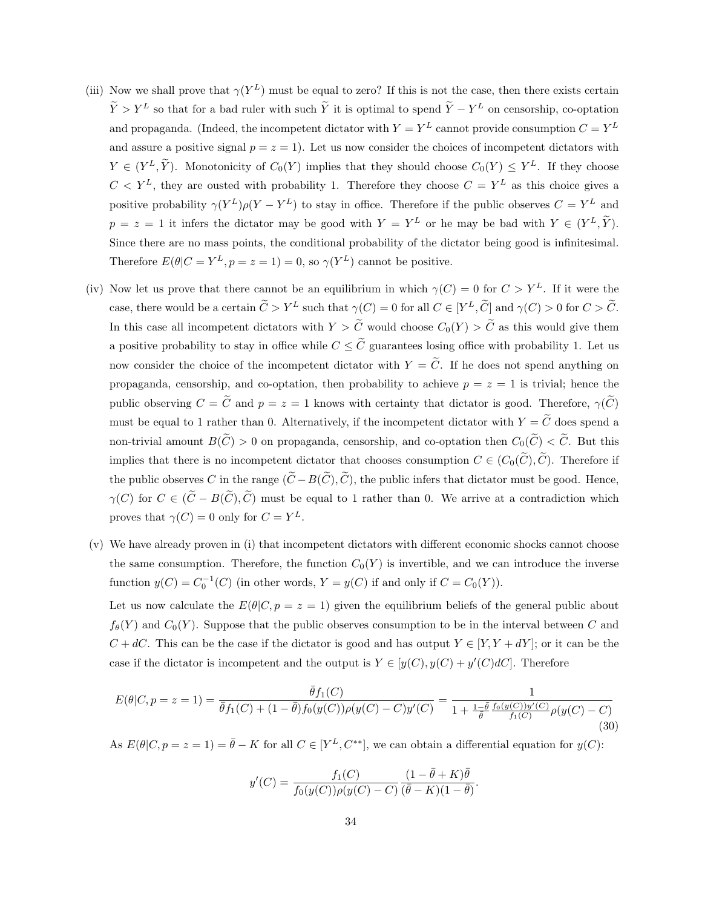(iii) Now we shall prove that $\gamma(Y^L)$ must be equal to zero? If this is not the case, then there exists certain $\widetilde{Y} > Y^L$ so that for a bad ruler with such $\widetilde{Y}$ it is optimal to spend $\widetilde{Y} - Y^L$ on censorship, co-optation and propaganda. (Indeed, the incompetent dictator with $Y = Y^L$ cannot provide consumption $C = Y^L$ and assure a positive signal $p = z = 1$). Let us now consider the choices of incompetent dictators with $Y \in (Y^L, \widetilde{Y})$. Monotonicity of $C_0(Y)$ implies that they should choose $C_0(Y) \leq Y^L$. If they choose $C < Y^L$, they are ousted with probability 1. Therefore they choose $C = Y^L$ as this choice gives a positive probability $\gamma(Y^L)\rho(Y - Y^L)$ to stay in office. Therefore if the public observes $C = Y^L$ and $p = z = 1$ it infers the dictator may be good with $Y = Y^L$ or he may be bad with $Y \in (Y^L, \widetilde{Y})$. Since there are no mass points, the conditional probability of the dictator being good is infinitesimal. Therefore $E(\theta | C = Y^L, p = z = 1) = 0$, so $\gamma(Y^L)$ cannot be positive.

(iv) Now let us prove that there cannot be an equilibrium in which $\gamma(C) = 0$ for $C > Y^L$. If it were the case, there would be a certain $\widetilde{C} > Y^L$ such that $\gamma(C) = 0$ for all $C \in [Y^L, \widetilde{C}]$ and $\gamma(C) > 0$ for $C > \widetilde{C}$. In this case all incompetent dictators with $Y > \widetilde{C}$ would choose $C_0(Y) > \widetilde{C}$ as this would give them a positive probability to stay in office while $C \leq \widetilde{C}$ guarantees losing office with probability 1. Let us now consider the choice of the incompetent dictator with $Y = \widetilde{C}$. If he does not spend anything on propaganda, censorship, and co-optation, then probability to achieve $p = z = 1$ is trivial; hence the public observing $C = \widetilde{C}$ and $p = z = 1$ knows with certainty that dictator is good. Therefore, $\gamma(\widetilde{C})$ must be equal to 1 rather than 0. Alternatively, if the incompetent dictator with $Y = \widetilde{C}$ does spend a non-trivial amount $B(\widetilde{C}) > 0$ on propaganda, censorship, and co-optation then $C_0(\widetilde{C}) < \widetilde{C}$. But this implies that there is no incompetent dictator that chooses consumption $C \in (C_0(\widetilde{C}), \widetilde{C})$. Therefore if the public observes $C$ in the range $(\widetilde{C} - B(\widetilde{C}), \widetilde{C})$, the public infers that dictator must be good. Hence, $\gamma(C)$ for $C \in (\widetilde{C} - B(\widetilde{C}), \widetilde{C})$ must be equal to 1 rather than 0. We arrive at a contradiction which proves that $\gamma(C) = 0$ only for $C = Y^L$.

(v) We have already proven in (i) that incompetent dictators with different economic shocks cannot choose the same consumption. Therefore, the function $C_0(Y)$ is invertible, and we can introduce the inverse function $y(C) = C_0^{-1}(C)$ (in other words, $Y = y(C)$ if and only if $C = C_0(Y)$).

Let us now calculate the $E(\theta | C, p = z = 1)$ given the equilibrium beliefs of the general public about $f_\theta(Y)$ and $C_0(Y)$. Suppose that the public observes consumption to be in the interval between $C$ and $C + dC$. This can be the case if the dictator is good and has output $Y \in [Y, Y + dY]$; or it can be the case if the dictator is incompetent and the output is $Y \in [y(C), y(C) + y'(C)dC]$. Therefore

$$E(\theta | C, p = z = 1) = \frac{\bar{\theta} f_1(C)}{\bar{\theta} f_1(C) + (1 - \bar{\theta}) f_0(y(C)) \rho(y(C) - C) y'(C)} = \frac{1}{1 + \frac{1-\bar{\theta}}{\bar{\theta}} \frac{f_0(y(C)) y'(C)}{f_1(C)} \rho(y(C) - C)} \tag{30}$$

As $E(\theta | C, p = z = 1) = \bar{\theta} - K$ for all $C \in [Y^L, C^{**}]$, we can obtain a differential equation for $y(C)$:

$$y'(C) = \frac{f_1(C)}{f_0(y(C)) \rho(y(C) - C)} \frac{(1 - \bar{\theta} + K)\bar{\theta}}{(\bar{\theta} - K)(1 - \bar{\theta})}.$$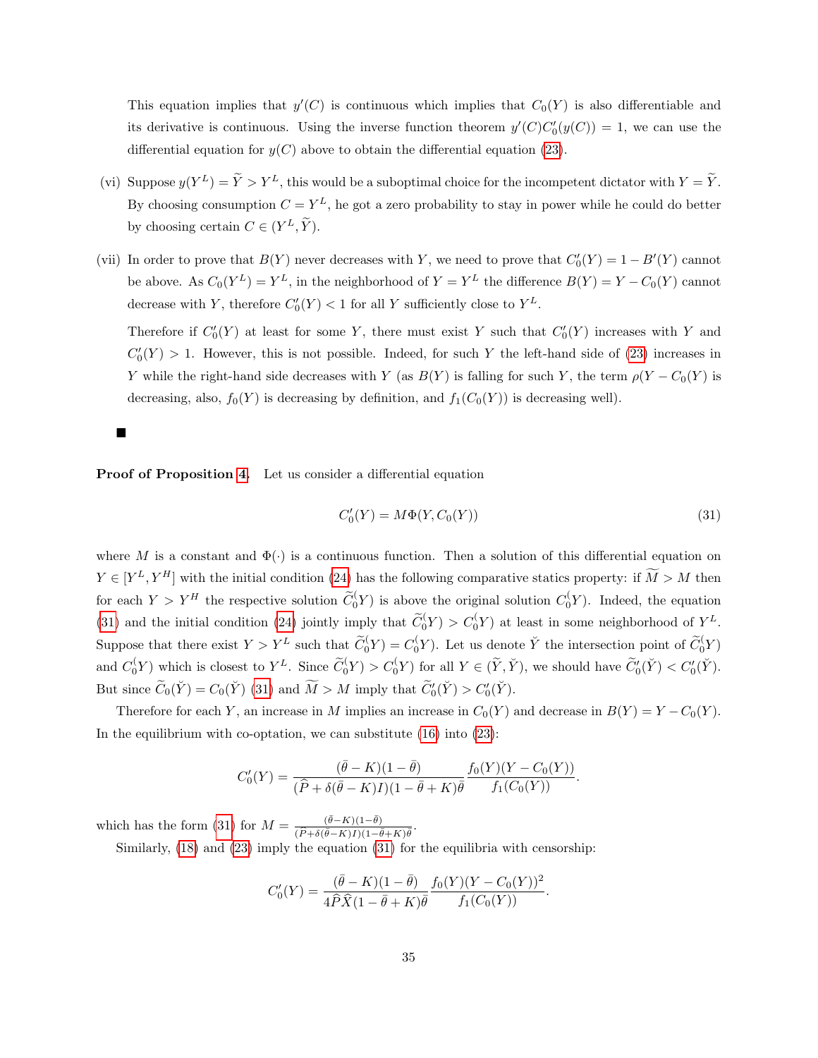This equation implies that $y'(C)$ is continuous which implies that $C_0(Y)$ is also differentiable and its derivative is continuous. Using the inverse function theorem $y'(C)C_0'(y(C)) = 1$, we can use the differential equation for $y(C)$ above to obtain the differential equation (23).

(vi) Suppose $y(Y^L) = \widetilde{Y} > Y^L$, this would be a suboptimal choice for the incompetent dictator with $Y = \widetilde{Y}$. By choosing consumption $C = Y^L$, he got a zero probability to stay in power while he could do better by choosing certain $C \in (Y^L, \widetilde{Y})$.

(vii) In order to prove that $B(Y)$ never decreases with $Y$, we need to prove that $C_0'(Y) = 1 - B'(Y)$ cannot be above. As $C_0(Y^L) = Y^L$, in the neighborhood of $Y = Y^L$ the difference $B(Y) = Y - C_0(Y)$ cannot decrease with $Y$, therefore $C_0'(Y) < 1$ for all $Y$ sufficiently close to $Y^L$.

Therefore if $C_0'(Y)$ at least for some $Y$, there must exist $Y$ such that $C_0'(Y)$ increases with $Y$ and $C_0'(Y) > 1$. However, this is not possible. Indeed, for such $Y$ the left-hand side of (23) increases in $Y$ while the right-hand side decreases with $Y$ (as $B(Y)$ is falling for such $Y$, the term $\rho(Y - C_0(Y)$ is decreasing, also, $f_0(Y)$ is decreasing by definition, and $f_1(C_0(Y))$ is decreasing well).

■

**Proof of Proposition 4.** Let us consider a differential equation

$$C_0'(Y) = M\Phi(Y, C_0(Y)) \tag{31}$$

where $M$ is a constant and $\Phi(\cdot)$ is a continuous function. Then a solution of this differential equation on $Y \in [Y^L, Y^H]$ with the initial condition (24) has the following comparative statics property: if $\widetilde{M} > M$ then for each $Y > Y^H$ the respective solution $\widetilde{C}_0^((Y)$ is above the original solution $C_0^((Y)$. Indeed, the equation (31) and the initial condition (24) jointly imply that $\widetilde{C}_0^((Y) > C_0^((Y)$ at least in some neighborhood of $Y^L$. Suppose that there exist $Y > Y^L$ such that $\widetilde{C}_0^((Y) = C_0^((Y)$. Let us denote $\check{Y}$ the intersection point of $\widetilde{C}_0^((Y)$ and $C_0^((Y)$ which is closest to $Y^L$. Since $\widetilde{C}_0^((Y) > C_0^((Y)$ for all $Y \in (\widetilde{Y}, \check{Y})$, we should have $\widetilde{C}_0'(\check{Y}) < C_0'(\check{Y})$. But since $\widetilde{C}_0(\check{Y}) = C_0(\check{Y})$ (31) and $\widetilde{M} > M$ imply that $\widetilde{C}_0'(\check{Y}) > C_0'(\check{Y})$.

Therefore for each $Y$, an increase in $M$ implies an increase in $C_0(Y)$ and decrease in $B(Y) = Y - C_0(Y)$. In the equilibrium with co-optation, we can substitute (16) into (23):

$$C_0'(Y) = \frac{(\bar{\theta} - K)(1 - \bar{\theta})}{(\widehat{P} + \delta(\bar{\theta} - K)I)(1 - \bar{\theta} + K)\bar{\theta}} \frac{f_0(Y)(Y - C_0(Y))}{f_1(C_0(Y))}.$$

which has the form (31) for $M = \frac{(\bar{\theta} - K)(1 - \bar{\theta})}{(\widehat{P} + \delta(\bar{\theta} - K)I)(1 - \bar{\theta} + K)\bar{\theta}}$.

Similarly, (18) and (23) imply the equation (31) for the equilibria with censorship:

$$C_0'(Y) = \frac{(\bar{\theta} - K)(1 - \bar{\theta})}{4\widehat{P}\widehat{X}(1 - \bar{\theta} + K)\bar{\theta}} \frac{f_0(Y)(Y - C_0(Y))^2}{f_1(C_0(Y))}.$$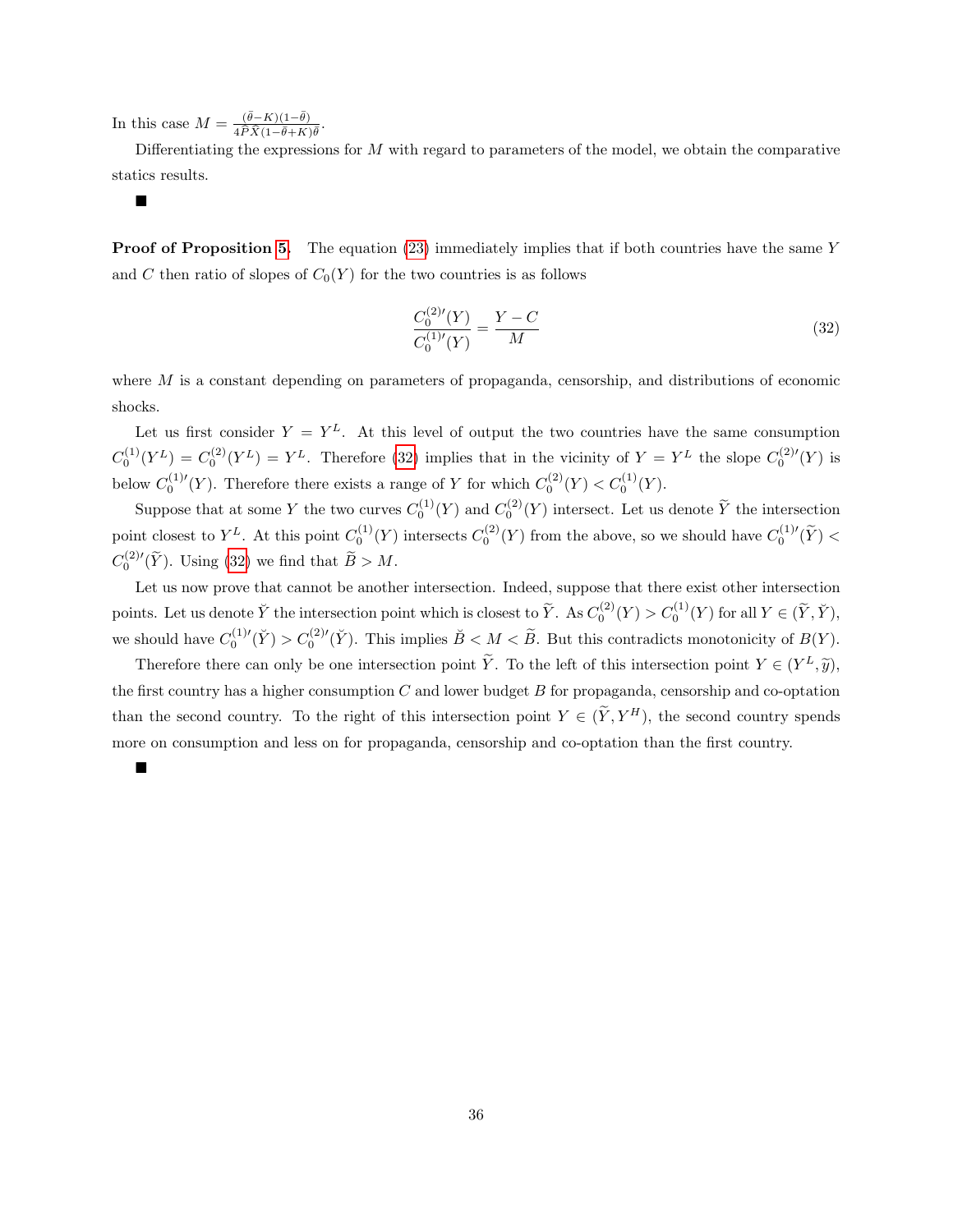In this case $M = \frac{(\bar{\theta}-K)(1-\bar{\theta})}{4\hat{P}\hat{X}(1-\bar{\theta}+K)\bar{\theta}}$.

Differentiating the expressions for $M$ with regard to parameters of the model, we obtain the comparative statics results.

■

**Proof of Proposition 5.** The equation (23) immediately implies that if both countries have the same $Y$ and $C$ then ratio of slopes of $C_0(Y)$ for the two countries is as follows

$$\frac{C_0^{(2)\prime}(Y)}{C_0^{(1)\prime}(Y)} = \frac{Y - C}{M} \tag{32}$$

where $M$ is a constant depending on parameters of propaganda, censorship, and distributions of economic shocks.

Let us first consider $Y = Y^L$. At this level of output the two countries have the same consumption $C_0^{(1)}(Y^L) = C_0^{(2)}(Y^L) = Y^L$. Therefore (32) implies that in the vicinity of $Y = Y^L$ the slope $C_0^{(2)\prime}(Y)$ is below $C_0^{(1)\prime}(Y)$. Therefore there exists a range of $Y$ for which $C_0^{(2)}(Y) < C_0^{(1)}(Y)$.

Suppose that at some $Y$ the two curves $C_0^{(1)}(Y)$ and $C_0^{(2)}(Y)$ intersect. Let us denote $\widetilde{Y}$ the intersection point closest to $Y^L$. At this point $C_0^{(1)}(Y)$ intersects $C_0^{(2)}(Y)$ from the above, so we should have $C_0^{(1)\prime}(\widetilde{Y}) < C_0^{(2)\prime}(\widetilde{Y})$. Using (32) we find that $\widetilde{B} > M$.

Let us now prove that cannot be another intersection. Indeed, suppose that there exist other intersection points. Let us denote $\breve{Y}$ the intersection point which is closest to $\widetilde{Y}$. As $C_0^{(2)}(Y) > C_0^{(1)}(Y)$ for all $Y \in (\widetilde{Y}, \breve{Y})$, we should have $C_0^{(1)\prime}(\breve{Y}) > C_0^{(2)\prime}(\breve{Y})$. This implies $\breve{B} < M < \widetilde{B}$. But this contradicts monotonicity of $B(Y)$.

Therefore there can only be one intersection point $\widetilde{Y}$. To the left of this intersection point $Y \in (Y^L, \widetilde{y})$, the first country has a higher consumption $C$ and lower budget $B$ for propaganda, censorship and co-optation than the second country. To the right of this intersection point $Y \in (\widetilde{Y}, Y^H)$, the second country spends more on consumption and less on for propaganda, censorship and co-optation than the first country.

■